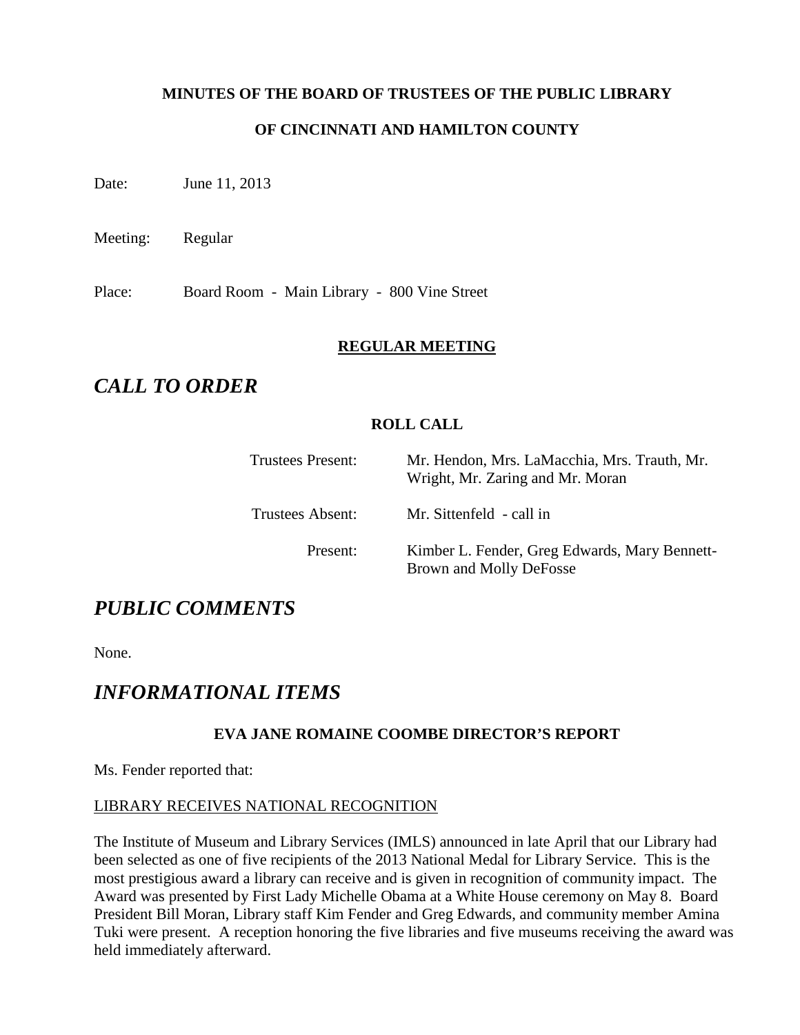**MINUTES OF THE BOARD OF TRUSTEES OF THE PUBLIC LIBRARY**

**OF CINCINNATI AND HAMILTON COUNTY**

Date: June 11, 2013

Meeting: Regular

Place: Board Room - Main Library - 800 Vine Street

**REGULAR MEETING**

# *CALL TO ORDER*

**ROLL CALL**

| | |
|---|---|
| Trustees Present: | Mr. Hendon, Mrs. LaMacchia, Mrs. Trauth, Mr. Wright, Mr. Zaring and Mr. Moran |
| Trustees Absent: | Mr. Sittenfeld - call in |
| Present: | Kimber L. Fender, Greg Edwards, Mary Bennett-Brown and Molly DeFosse |

# *PUBLIC COMMENTS*

None.

# *INFORMATIONAL ITEMS*

**EVA JANE ROMAINE COOMBE DIRECTOR'S REPORT**

Ms. Fender reported that:

LIBRARY RECEIVES NATIONAL RECOGNITION

The Institute of Museum and Library Services (IMLS) announced in late April that our Library had been selected as one of five recipients of the 2013 National Medal for Library Service. This is the most prestigious award a library can receive and is given in recognition of community impact. The Award was presented by First Lady Michelle Obama at a White House ceremony on May 8. Board President Bill Moran, Library staff Kim Fender and Greg Edwards, and community member Amina Tuki were present. A reception honoring the five libraries and five museums receiving the award was held immediately afterward.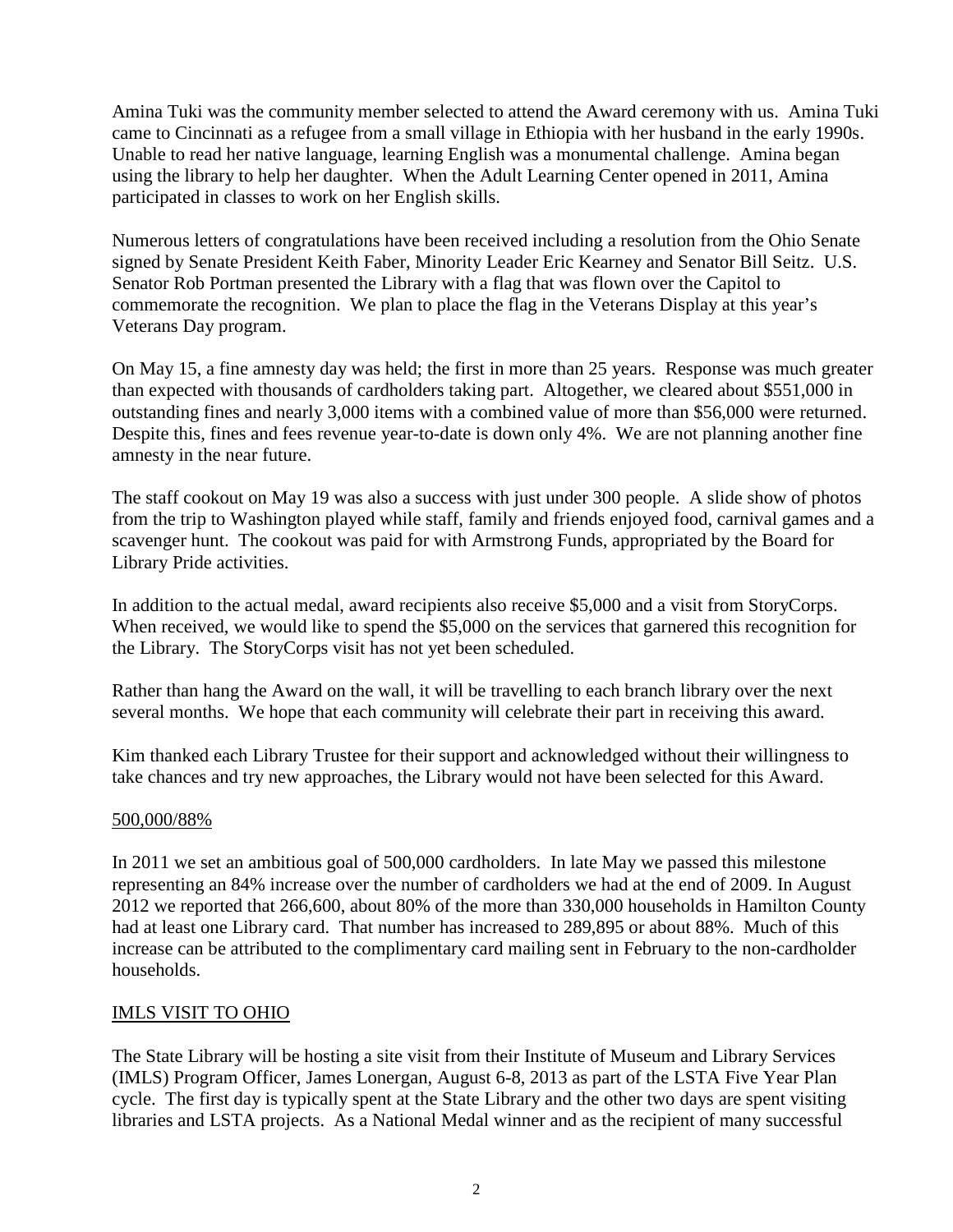Amina Tuki was the community member selected to attend the Award ceremony with us. Amina Tuki came to Cincinnati as a refugee from a small village in Ethiopia with her husband in the early 1990s. Unable to read her native language, learning English was a monumental challenge. Amina began using the library to help her daughter. When the Adult Learning Center opened in 2011, Amina participated in classes to work on her English skills.

Numerous letters of congratulations have been received including a resolution from the Ohio Senate signed by Senate President Keith Faber, Minority Leader Eric Kearney and Senator Bill Seitz. U.S. Senator Rob Portman presented the Library with a flag that was flown over the Capitol to commemorate the recognition. We plan to place the flag in the Veterans Display at this year's Veterans Day program.

On May 15, a fine amnesty day was held; the first in more than 25 years. Response was much greater than expected with thousands of cardholders taking part. Altogether, we cleared about $551,000 in outstanding fines and nearly 3,000 items with a combined value of more than $56,000 were returned. Despite this, fines and fees revenue year-to-date is down only 4%. We are not planning another fine amnesty in the near future.

The staff cookout on May 19 was also a success with just under 300 people. A slide show of photos from the trip to Washington played while staff, family and friends enjoyed food, carnival games and a scavenger hunt. The cookout was paid for with Armstrong Funds, appropriated by the Board for Library Pride activities.

In addition to the actual medal, award recipients also receive $5,000 and a visit from StoryCorps. When received, we would like to spend the $5,000 on the services that garnered this recognition for the Library. The StoryCorps visit has not yet been scheduled.

Rather than hang the Award on the wall, it will be travelling to each branch library over the next several months. We hope that each community will celebrate their part in receiving this award.

Kim thanked each Library Trustee for their support and acknowledged without their willingness to take chances and try new approaches, the Library would not have been selected for this Award.

## 500,000/88%

In 2011 we set an ambitious goal of 500,000 cardholders. In late May we passed this milestone representing an 84% increase over the number of cardholders we had at the end of 2009. In August 2012 we reported that 266,600, about 80% of the more than 330,000 households in Hamilton County had at least one Library card. That number has increased to 289,895 or about 88%. Much of this increase can be attributed to the complimentary card mailing sent in February to the non-cardholder households.

## IMLS VISIT TO OHIO

The State Library will be hosting a site visit from their Institute of Museum and Library Services (IMLS) Program Officer, James Lonergan, August 6-8, 2013 as part of the LSTA Five Year Plan cycle. The first day is typically spent at the State Library and the other two days are spent visiting libraries and LSTA projects. As a National Medal winner and as the recipient of many successful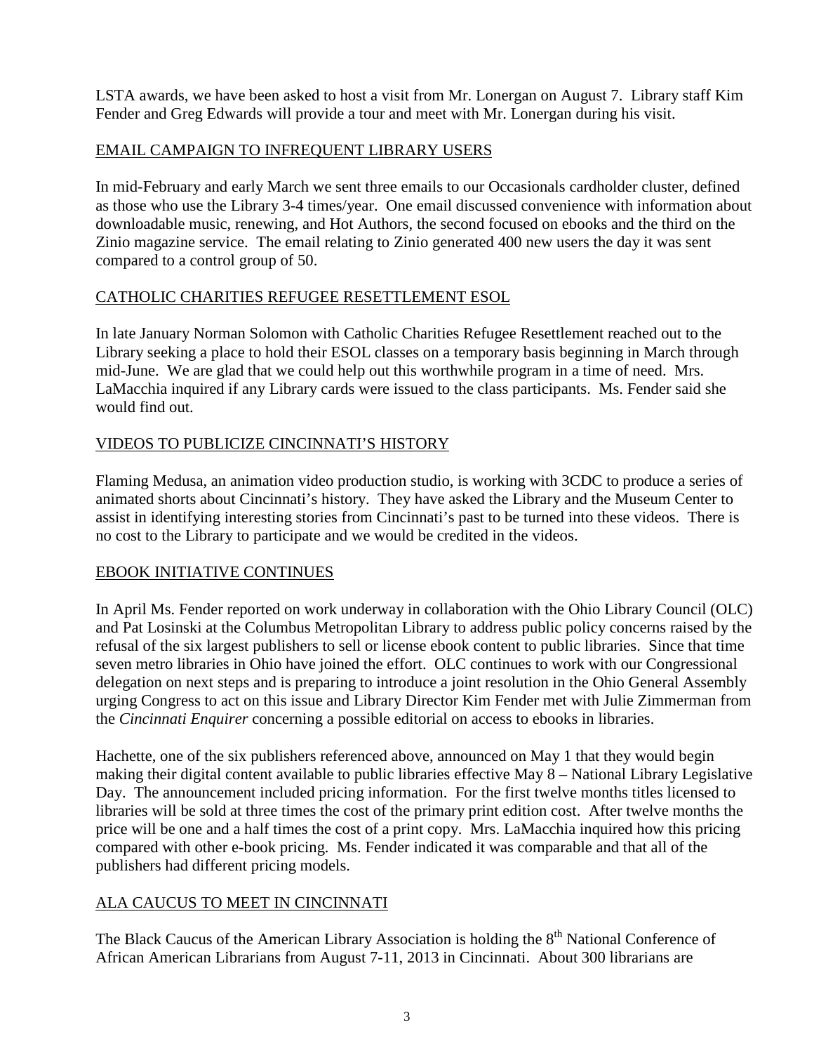LSTA awards, we have been asked to host a visit from Mr. Lonergan on August 7. Library staff Kim Fender and Greg Edwards will provide a tour and meet with Mr. Lonergan during his visit.

## EMAIL CAMPAIGN TO INFREQUENT LIBRARY USERS

In mid-February and early March we sent three emails to our Occasionals cardholder cluster, defined as those who use the Library 3-4 times/year. One email discussed convenience with information about downloadable music, renewing, and Hot Authors, the second focused on ebooks and the third on the Zinio magazine service. The email relating to Zinio generated 400 new users the day it was sent compared to a control group of 50.

## CATHOLIC CHARITIES REFUGEE RESETTLEMENT ESOL

In late January Norman Solomon with Catholic Charities Refugee Resettlement reached out to the Library seeking a place to hold their ESOL classes on a temporary basis beginning in March through mid-June. We are glad that we could help out this worthwhile program in a time of need. Mrs. LaMacchia inquired if any Library cards were issued to the class participants. Ms. Fender said she would find out.

## VIDEOS TO PUBLICIZE CINCINNATI'S HISTORY

Flaming Medusa, an animation video production studio, is working with 3CDC to produce a series of animated shorts about Cincinnati's history. They have asked the Library and the Museum Center to assist in identifying interesting stories from Cincinnati's past to be turned into these videos. There is no cost to the Library to participate and we would be credited in the videos.

## EBOOK INITIATIVE CONTINUES

In April Ms. Fender reported on work underway in collaboration with the Ohio Library Council (OLC) and Pat Losinski at the Columbus Metropolitan Library to address public policy concerns raised by the refusal of the six largest publishers to sell or license ebook content to public libraries. Since that time seven metro libraries in Ohio have joined the effort. OLC continues to work with our Congressional delegation on next steps and is preparing to introduce a joint resolution in the Ohio General Assembly urging Congress to act on this issue and Library Director Kim Fender met with Julie Zimmerman from the *Cincinnati Enquirer* concerning a possible editorial on access to ebooks in libraries.

Hachette, one of the six publishers referenced above, announced on May 1 that they would begin making their digital content available to public libraries effective May 8 – National Library Legislative Day. The announcement included pricing information. For the first twelve months titles licensed to libraries will be sold at three times the cost of the primary print edition cost. After twelve months the price will be one and a half times the cost of a print copy. Mrs. LaMacchia inquired how this pricing compared with other e-book pricing. Ms. Fender indicated it was comparable and that all of the publishers had different pricing models.

## ALA CAUCUS TO MEET IN CINCINNATI

The Black Caucus of the American Library Association is holding the 8th National Conference of African American Librarians from August 7-11, 2013 in Cincinnati. About 300 librarians are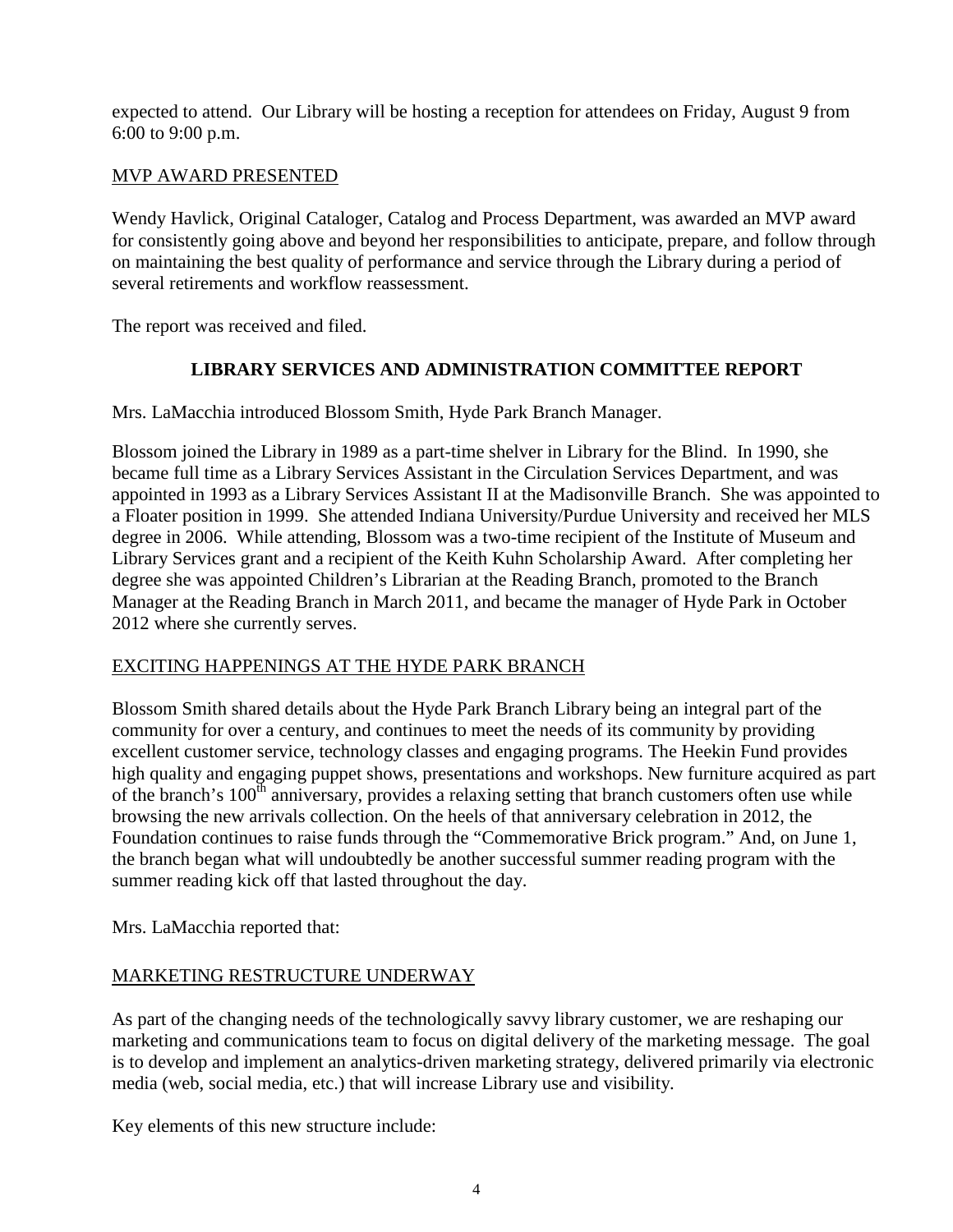expected to attend. Our Library will be hosting a reception for attendees on Friday, August 9 from 6:00 to 9:00 p.m.

<u>MVP AWARD PRESENTED</u>

Wendy Havlick, Original Cataloger, Catalog and Process Department, was awarded an MVP award for consistently going above and beyond her responsibilities to anticipate, prepare, and follow through on maintaining the best quality of performance and service through the Library during a period of several retirements and workflow reassessment.

The report was received and filed.

## LIBRARY SERVICES AND ADMINISTRATION COMMITTEE REPORT

Mrs. LaMacchia introduced Blossom Smith, Hyde Park Branch Manager.

Blossom joined the Library in 1989 as a part-time shelver in Library for the Blind. In 1990, she became full time as a Library Services Assistant in the Circulation Services Department, and was appointed in 1993 as a Library Services Assistant II at the Madisonville Branch. She was appointed to a Floater position in 1999. She attended Indiana University/Purdue University and received her MLS degree in 2006. While attending, Blossom was a two-time recipient of the Institute of Museum and Library Services grant and a recipient of the Keith Kuhn Scholarship Award. After completing her degree she was appointed Children's Librarian at the Reading Branch, promoted to the Branch Manager at the Reading Branch in March 2011, and became the manager of Hyde Park in October 2012 where she currently serves.

<u>EXCITING HAPPENINGS AT THE HYDE PARK BRANCH</u>

Blossom Smith shared details about the Hyde Park Branch Library being an integral part of the community for over a century, and continues to meet the needs of its community by providing excellent customer service, technology classes and engaging programs. The Heekin Fund provides high quality and engaging puppet shows, presentations and workshops. New furniture acquired as part of the branch's 100th anniversary, provides a relaxing setting that branch customers often use while browsing the new arrivals collection. On the heels of that anniversary celebration in 2012, the Foundation continues to raise funds through the "Commemorative Brick program." And, on June 1, the branch began what will undoubtedly be another successful summer reading program with the summer reading kick off that lasted throughout the day.

Mrs. LaMacchia reported that:

<u>MARKETING RESTRUCTURE UNDERWAY</u>

As part of the changing needs of the technologically savvy library customer, we are reshaping our marketing and communications team to focus on digital delivery of the marketing message. The goal is to develop and implement an analytics-driven marketing strategy, delivered primarily via electronic media (web, social media, etc.) that will increase Library use and visibility.

Key elements of this new structure include: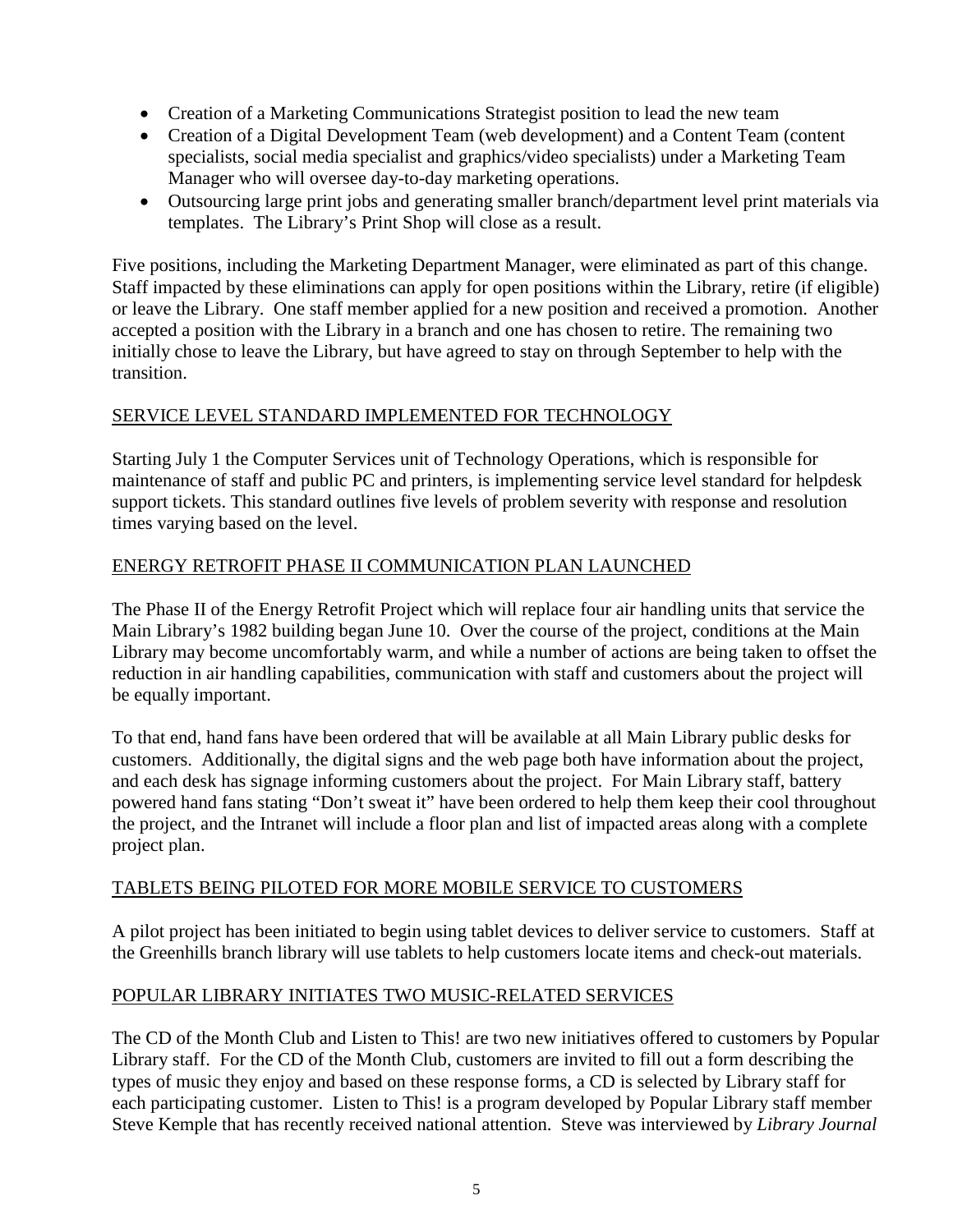- Creation of a Marketing Communications Strategist position to lead the new team
- Creation of a Digital Development Team (web development) and a Content Team (content specialists, social media specialist and graphics/video specialists) under a Marketing Team Manager who will oversee day-to-day marketing operations.
- Outsourcing large print jobs and generating smaller branch/department level print materials via templates. The Library's Print Shop will close as a result.

Five positions, including the Marketing Department Manager, were eliminated as part of this change. Staff impacted by these eliminations can apply for open positions within the Library, retire (if eligible) or leave the Library. One staff member applied for a new position and received a promotion. Another accepted a position with the Library in a branch and one has chosen to retire. The remaining two initially chose to leave the Library, but have agreed to stay on through September to help with the transition.

## SERVICE LEVEL STANDARD IMPLEMENTED FOR TECHNOLOGY

Starting July 1 the Computer Services unit of Technology Operations, which is responsible for maintenance of staff and public PC and printers, is implementing service level standard for helpdesk support tickets. This standard outlines five levels of problem severity with response and resolution times varying based on the level.

## ENERGY RETROFIT PHASE II COMMUNICATION PLAN LAUNCHED

The Phase II of the Energy Retrofit Project which will replace four air handling units that service the Main Library's 1982 building began June 10. Over the course of the project, conditions at the Main Library may become uncomfortably warm, and while a number of actions are being taken to offset the reduction in air handling capabilities, communication with staff and customers about the project will be equally important.

To that end, hand fans have been ordered that will be available at all Main Library public desks for customers. Additionally, the digital signs and the web page both have information about the project, and each desk has signage informing customers about the project. For Main Library staff, battery powered hand fans stating "Don't sweat it" have been ordered to help them keep their cool throughout the project, and the Intranet will include a floor plan and list of impacted areas along with a complete project plan.

## TABLETS BEING PILOTED FOR MORE MOBILE SERVICE TO CUSTOMERS

A pilot project has been initiated to begin using tablet devices to deliver service to customers. Staff at the Greenhills branch library will use tablets to help customers locate items and check-out materials.

## POPULAR LIBRARY INITIATES TWO MUSIC-RELATED SERVICES

The CD of the Month Club and Listen to This! are two new initiatives offered to customers by Popular Library staff. For the CD of the Month Club, customers are invited to fill out a form describing the types of music they enjoy and based on these response forms, a CD is selected by Library staff for each participating customer. Listen to This! is a program developed by Popular Library staff member Steve Kemple that has recently received national attention. Steve was interviewed by *Library Journal*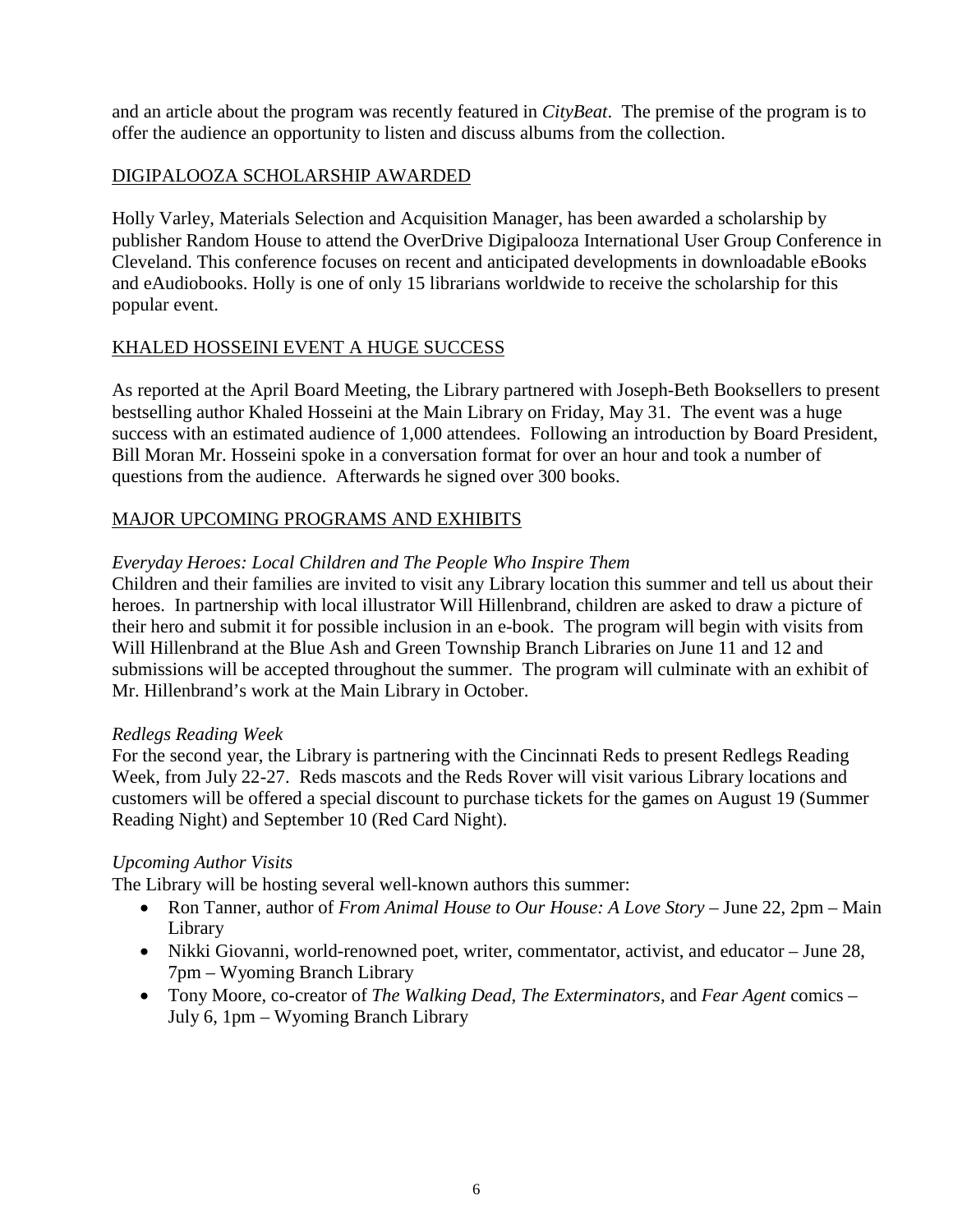and an article about the program was recently featured in *CityBeat*. The premise of the program is to offer the audience an opportunity to listen and discuss albums from the collection.

## DIGIPALOOZA SCHOLARSHIP AWARDED

Holly Varley, Materials Selection and Acquisition Manager, has been awarded a scholarship by publisher Random House to attend the OverDrive Digipalooza International User Group Conference in Cleveland. This conference focuses on recent and anticipated developments in downloadable eBooks and eAudiobooks. Holly is one of only 15 librarians worldwide to receive the scholarship for this popular event.

## KHALED HOSSEINI EVENT A HUGE SUCCESS

As reported at the April Board Meeting, the Library partnered with Joseph-Beth Booksellers to present bestselling author Khaled Hosseini at the Main Library on Friday, May 31. The event was a huge success with an estimated audience of 1,000 attendees. Following an introduction by Board President, Bill Moran Mr. Hosseini spoke in a conversation format for over an hour and took a number of questions from the audience. Afterwards he signed over 300 books.

## MAJOR UPCOMING PROGRAMS AND EXHIBITS

*Everyday Heroes: Local Children and The People Who Inspire Them*

Children and their families are invited to visit any Library location this summer and tell us about their heroes. In partnership with local illustrator Will Hillenbrand, children are asked to draw a picture of their hero and submit it for possible inclusion in an e-book. The program will begin with visits from Will Hillenbrand at the Blue Ash and Green Township Branch Libraries on June 11 and 12 and submissions will be accepted throughout the summer. The program will culminate with an exhibit of Mr. Hillenbrand's work at the Main Library in October.

*Redlegs Reading Week*

For the second year, the Library is partnering with the Cincinnati Reds to present Redlegs Reading Week, from July 22-27. Reds mascots and the Reds Rover will visit various Library locations and customers will be offered a special discount to purchase tickets for the games on August 19 (Summer Reading Night) and September 10 (Red Card Night).

*Upcoming Author Visits*

The Library will be hosting several well-known authors this summer:

- Ron Tanner, author of *From Animal House to Our House: A Love Story* – June 22, 2pm – Main Library
- Nikki Giovanni, world-renowned poet, writer, commentator, activist, and educator – June 28, 7pm – Wyoming Branch Library
- Tony Moore, co-creator of *The Walking Dead, The Exterminators*, and *Fear Agent* comics – July 6, 1pm – Wyoming Branch Library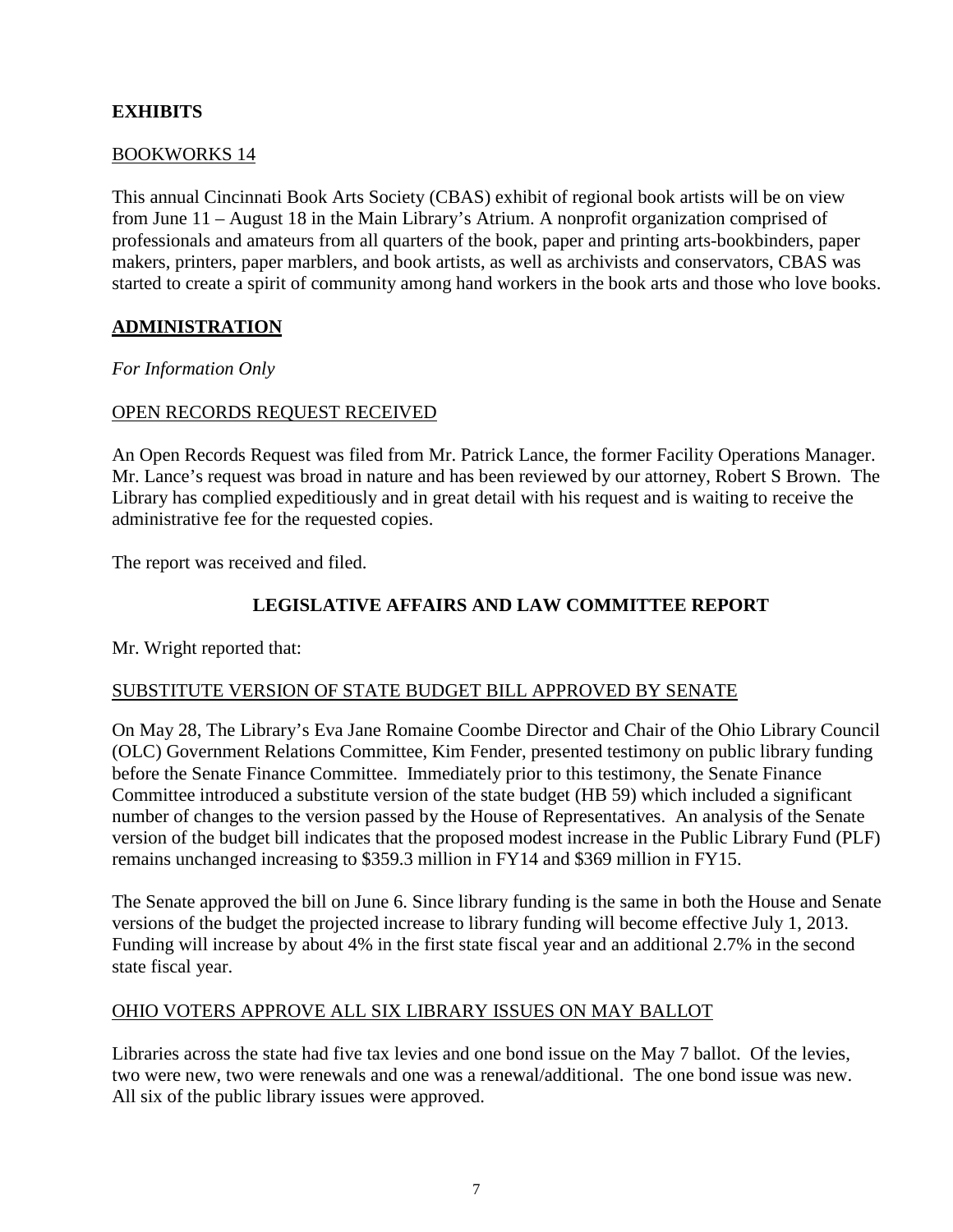## EXHIBITS

BOOKWORKS 14

This annual Cincinnati Book Arts Society (CBAS) exhibit of regional book artists will be on view from June 11 – August 18 in the Main Library's Atrium. A nonprofit organization comprised of professionals and amateurs from all quarters of the book, paper and printing arts-bookbinders, paper makers, printers, paper marblers, and book artists, as well as archivists and conservators, CBAS was started to create a spirit of community among hand workers in the book arts and those who love books.

## ADMINISTRATION

*For Information Only*

OPEN RECORDS REQUEST RECEIVED

An Open Records Request was filed from Mr. Patrick Lance, the former Facility Operations Manager. Mr. Lance's request was broad in nature and has been reviewed by our attorney, Robert S Brown. The Library has complied expeditiously and in great detail with his request and is waiting to receive the administrative fee for the requested copies.

The report was received and filed.

## LEGISLATIVE AFFAIRS AND LAW COMMITTEE REPORT

Mr. Wright reported that:

SUBSTITUTE VERSION OF STATE BUDGET BILL APPROVED BY SENATE

On May 28, The Library's Eva Jane Romaine Coombe Director and Chair of the Ohio Library Council (OLC) Government Relations Committee, Kim Fender, presented testimony on public library funding before the Senate Finance Committee. Immediately prior to this testimony, the Senate Finance Committee introduced a substitute version of the state budget (HB 59) which included a significant number of changes to the version passed by the House of Representatives. An analysis of the Senate version of the budget bill indicates that the proposed modest increase in the Public Library Fund (PLF) remains unchanged increasing to $359.3 million in FY14 and $369 million in FY15.

The Senate approved the bill on June 6. Since library funding is the same in both the House and Senate versions of the budget the projected increase to library funding will become effective July 1, 2013. Funding will increase by about 4% in the first state fiscal year and an additional 2.7% in the second state fiscal year.

OHIO VOTERS APPROVE ALL SIX LIBRARY ISSUES ON MAY BALLOT

Libraries across the state had five tax levies and one bond issue on the May 7 ballot. Of the levies, two were new, two were renewals and one was a renewal/additional. The one bond issue was new. All six of the public library issues were approved.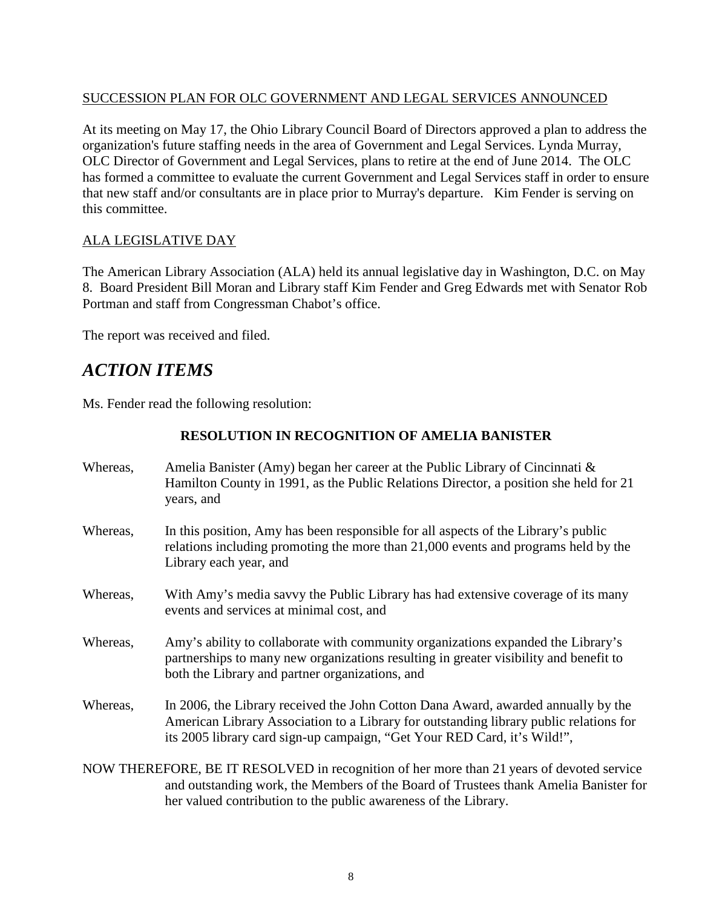<u>SUCCESSION PLAN FOR OLC GOVERNMENT AND LEGAL SERVICES ANNOUNCED</u>

At its meeting on May 17, the Ohio Library Council Board of Directors approved a plan to address the organization's future staffing needs in the area of Government and Legal Services. Lynda Murray, OLC Director of Government and Legal Services, plans to retire at the end of June 2014. The OLC has formed a committee to evaluate the current Government and Legal Services staff in order to ensure that new staff and/or consultants are in place prior to Murray's departure. Kim Fender is serving on this committee.

<u>ALA LEGISLATIVE DAY</u>

The American Library Association (ALA) held its annual legislative day in Washington, D.C. on May 8. Board President Bill Moran and Library staff Kim Fender and Greg Edwards met with Senator Rob Portman and staff from Congressman Chabot's office.

The report was received and filed.

## *ACTION ITEMS*

Ms. Fender read the following resolution:

**RESOLUTION IN RECOGNITION OF AMELIA BANISTER**

Whereas, Amelia Banister (Amy) began her career at the Public Library of Cincinnati & Hamilton County in 1991, as the Public Relations Director, a position she held for 21 years, and

Whereas, In this position, Amy has been responsible for all aspects of the Library's public relations including promoting the more than 21,000 events and programs held by the Library each year, and

Whereas, With Amy's media savvy the Public Library has had extensive coverage of its many events and services at minimal cost, and

Whereas, Amy's ability to collaborate with community organizations expanded the Library's partnerships to many new organizations resulting in greater visibility and benefit to both the Library and partner organizations, and

Whereas, In 2006, the Library received the John Cotton Dana Award, awarded annually by the American Library Association to a Library for outstanding library public relations for its 2005 library card sign-up campaign, "Get Your RED Card, it's Wild!",

NOW THEREFORE, BE IT RESOLVED in recognition of her more than 21 years of devoted service and outstanding work, the Members of the Board of Trustees thank Amelia Banister for her valued contribution to the public awareness of the Library.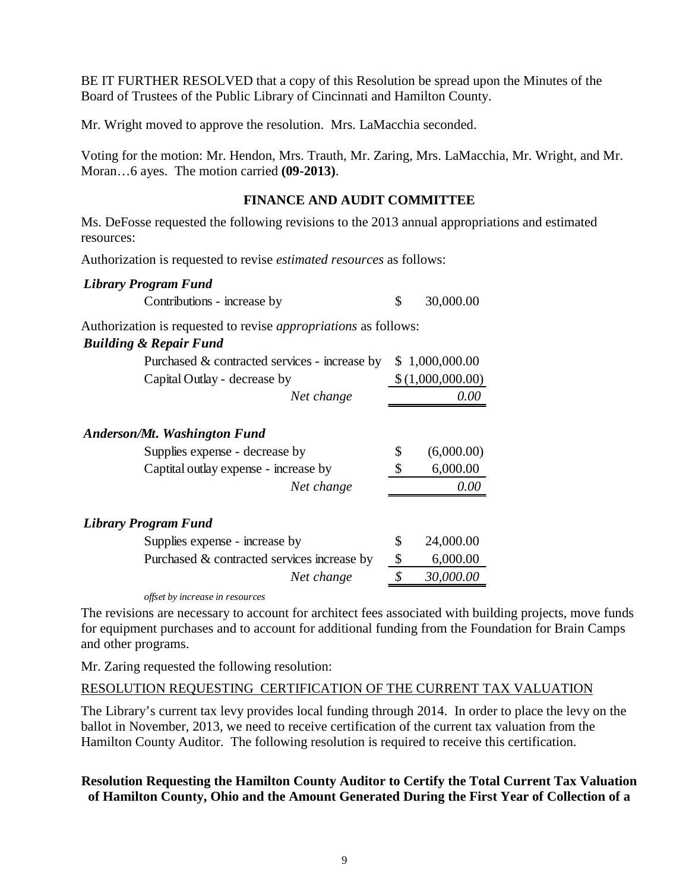BE IT FURTHER RESOLVED that a copy of this Resolution be spread upon the Minutes of the Board of Trustees of the Public Library of Cincinnati and Hamilton County.

Mr. Wright moved to approve the resolution. Mrs. LaMacchia seconded.

Voting for the motion: Mr. Hendon, Mrs. Trauth, Mr. Zaring, Mrs. LaMacchia, Mr. Wright, and Mr. Moran…6 ayes. The motion carried **(09-2013)**.

## FINANCE AND AUDIT COMMITTEE

Ms. DeFosse requested the following revisions to the 2013 annual appropriations and estimated resources:

Authorization is requested to revise *estimated resources* as follows:

| ***Library Program Fund*** | |
|---|---|
| Contributions - increase by | $ 30,000.00 |

Authorization is requested to revise *appropriations* as follows:

| ***Building & Repair Fund*** | |
|---|---|
| Purchased & contracted services - increase by | $ 1,000,000.00 |
| Capital Outlay - decrease by | $ (1,000,000.00) |
| *Net change* | *0.00* |
| ***Anderson/Mt. Washington Fund*** | |
| Supplies expense - decrease by | $ (6,000.00) |
| Captital outlay expense - increase by | $ 6,000.00 |
| *Net change* | *0.00* |
| ***Library Program Fund*** | |
| Supplies expense - increase by | $ 24,000.00 |
| Purchased & contracted services increase by | $ 6,000.00 |
| *Net change* | *$ 30,000.00* |

*offset by increase in resources*

The revisions are necessary to account for architect fees associated with building projects, move funds for equipment purchases and to account for additional funding from the Foundation for Brain Camps and other programs.

Mr. Zaring requested the following resolution:

RESOLUTION REQUESTING CERTIFICATION OF THE CURRENT TAX VALUATION

The Library's current tax levy provides local funding through 2014. In order to place the levy on the ballot in November, 2013, we need to receive certification of the current tax valuation from the Hamilton County Auditor. The following resolution is required to receive this certification.

**Resolution Requesting the Hamilton County Auditor to Certify the Total Current Tax Valuation of Hamilton County, Ohio and the Amount Generated During the First Year of Collection of a**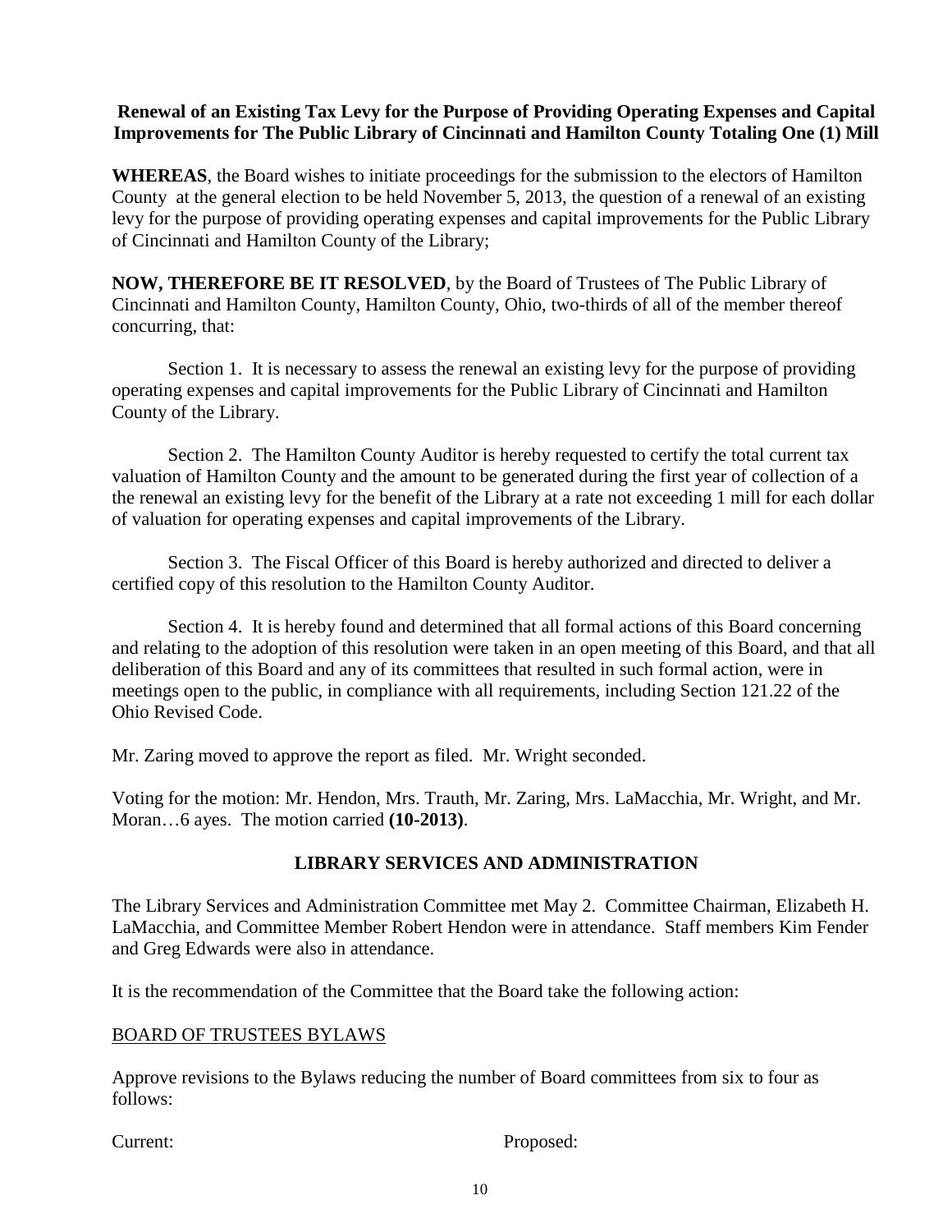**Renewal of an Existing Tax Levy for the Purpose of Providing Operating Expenses and Capital Improvements for The Public Library of Cincinnati and Hamilton County Totaling One (1) Mill**

**WHEREAS**, the Board wishes to initiate proceedings for the submission to the electors of Hamilton County at the general election to be held November 5, 2013, the question of a renewal of an existing levy for the purpose of providing operating expenses and capital improvements for the Public Library of Cincinnati and Hamilton County of the Library;

**NOW, THEREFORE BE IT RESOLVED**, by the Board of Trustees of The Public Library of Cincinnati and Hamilton County, Hamilton County, Ohio, two-thirds of all of the member thereof concurring, that:

Section 1. It is necessary to assess the renewal an existing levy for the purpose of providing operating expenses and capital improvements for the Public Library of Cincinnati and Hamilton County of the Library.

Section 2. The Hamilton County Auditor is hereby requested to certify the total current tax valuation of Hamilton County and the amount to be generated during the first year of collection of a the renewal an existing levy for the benefit of the Library at a rate not exceeding 1 mill for each dollar of valuation for operating expenses and capital improvements of the Library.

Section 3. The Fiscal Officer of this Board is hereby authorized and directed to deliver a certified copy of this resolution to the Hamilton County Auditor.

Section 4. It is hereby found and determined that all formal actions of this Board concerning and relating to the adoption of this resolution were taken in an open meeting of this Board, and that all deliberation of this Board and any of its committees that resulted in such formal action, were in meetings open to the public, in compliance with all requirements, including Section 121.22 of the Ohio Revised Code.

Mr. Zaring moved to approve the report as filed. Mr. Wright seconded.

Voting for the motion: Mr. Hendon, Mrs. Trauth, Mr. Zaring, Mrs. LaMacchia, Mr. Wright, and Mr. Moran…6 ayes. The motion carried **(10-2013)**.

## LIBRARY SERVICES AND ADMINISTRATION

The Library Services and Administration Committee met May 2. Committee Chairman, Elizabeth H. LaMacchia, and Committee Member Robert Hendon were in attendance. Staff members Kim Fender and Greg Edwards were also in attendance.

It is the recommendation of the Committee that the Board take the following action:

BOARD OF TRUSTEES BYLAWS

Approve revisions to the Bylaws reducing the number of Board committees from six to four as follows:

| Current: | Proposed: |
|---|---|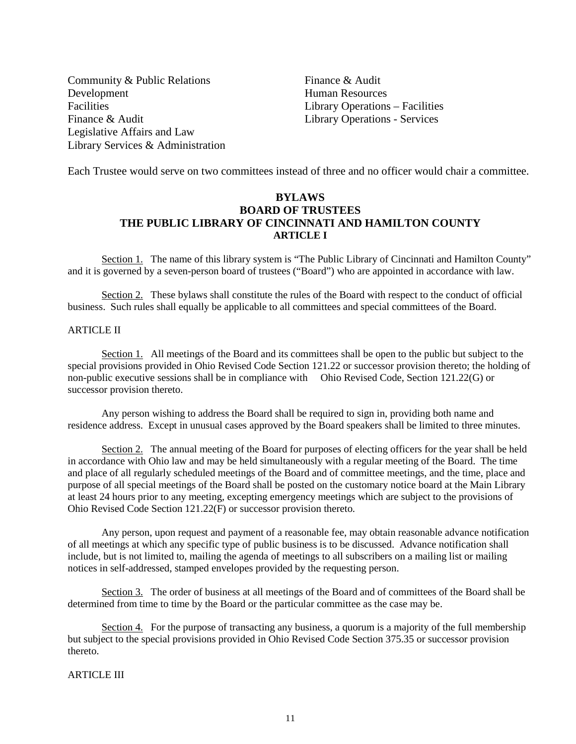| | |
|---|---|
| Community & Public Relations | Finance & Audit |
| Development | Human Resources |
| Facilities | Library Operations – Facilities |
| Finance & Audit | Library Operations - Services |
| Legislative Affairs and Law | |
| Library Services & Administration | |

Each Trustee would serve on two committees instead of three and no officer would chair a committee.

**BYLAWS**
**BOARD OF TRUSTEES**
**THE PUBLIC LIBRARY OF CINCINNATI AND HAMILTON COUNTY**
**ARTICLE I**

Section 1. The name of this library system is "The Public Library of Cincinnati and Hamilton County" and it is governed by a seven-person board of trustees ("Board") who are appointed in accordance with law.

Section 2. These bylaws shall constitute the rules of the Board with respect to the conduct of official business. Such rules shall equally be applicable to all committees and special committees of the Board.

ARTICLE II

Section 1. All meetings of the Board and its committees shall be open to the public but subject to the special provisions provided in Ohio Revised Code Section 121.22 or successor provision thereto; the holding of non-public executive sessions shall be in compliance with Ohio Revised Code, Section 121.22(G) or successor provision thereto.

Any person wishing to address the Board shall be required to sign in, providing both name and residence address. Except in unusual cases approved by the Board speakers shall be limited to three minutes.

Section 2. The annual meeting of the Board for purposes of electing officers for the year shall be held in accordance with Ohio law and may be held simultaneously with a regular meeting of the Board. The time and place of all regularly scheduled meetings of the Board and of committee meetings, and the time, place and purpose of all special meetings of the Board shall be posted on the customary notice board at the Main Library at least 24 hours prior to any meeting, excepting emergency meetings which are subject to the provisions of Ohio Revised Code Section 121.22(F) or successor provision thereto.

Any person, upon request and payment of a reasonable fee, may obtain reasonable advance notification of all meetings at which any specific type of public business is to be discussed. Advance notification shall include, but is not limited to, mailing the agenda of meetings to all subscribers on a mailing list or mailing notices in self-addressed, stamped envelopes provided by the requesting person.

Section 3. The order of business at all meetings of the Board and of committees of the Board shall be determined from time to time by the Board or the particular committee as the case may be.

Section 4. For the purpose of transacting any business, a quorum is a majority of the full membership but subject to the special provisions provided in Ohio Revised Code Section 375.35 or successor provision thereto.

ARTICLE III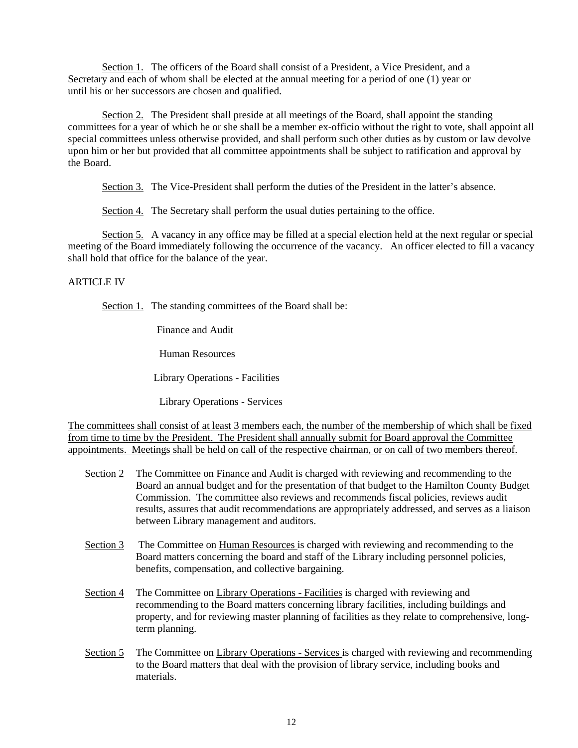Section 1. The officers of the Board shall consist of a President, a Vice President, and a Secretary and each of whom shall be elected at the annual meeting for a period of one (1) year or until his or her successors are chosen and qualified.

Section 2. The President shall preside at all meetings of the Board, shall appoint the standing committees for a year of which he or she shall be a member ex-officio without the right to vote, shall appoint all special committees unless otherwise provided, and shall perform such other duties as by custom or law devolve upon him or her but provided that all committee appointments shall be subject to ratification and approval by the Board.

Section 3. The Vice-President shall perform the duties of the President in the latter's absence.

Section 4. The Secretary shall perform the usual duties pertaining to the office.

Section 5. A vacancy in any office may be filled at a special election held at the next regular or special meeting of the Board immediately following the occurrence of the vacancy. An officer elected to fill a vacancy shall hold that office for the balance of the year.

ARTICLE IV

Section 1. The standing committees of the Board shall be:

Finance and Audit

Human Resources

Library Operations - Facilities

Library Operations - Services

The committees shall consist of at least 3 members each, the number of the membership of which shall be fixed from time to time by the President. The President shall annually submit for Board approval the Committee appointments. Meetings shall be held on call of the respective chairman, or on call of two members thereof.

Section 2 The Committee on Finance and Audit is charged with reviewing and recommending to the Board an annual budget and for the presentation of that budget to the Hamilton County Budget Commission. The committee also reviews and recommends fiscal policies, reviews audit results, assures that audit recommendations are appropriately addressed, and serves as a liaison between Library management and auditors.

Section 3 The Committee on Human Resources is charged with reviewing and recommending to the Board matters concerning the board and staff of the Library including personnel policies, benefits, compensation, and collective bargaining.

Section 4 The Committee on Library Operations - Facilities is charged with reviewing and recommending to the Board matters concerning library facilities, including buildings and property, and for reviewing master planning of facilities as they relate to comprehensive, long-term planning.

Section 5 The Committee on Library Operations - Services is charged with reviewing and recommending to the Board matters that deal with the provision of library service, including books and materials.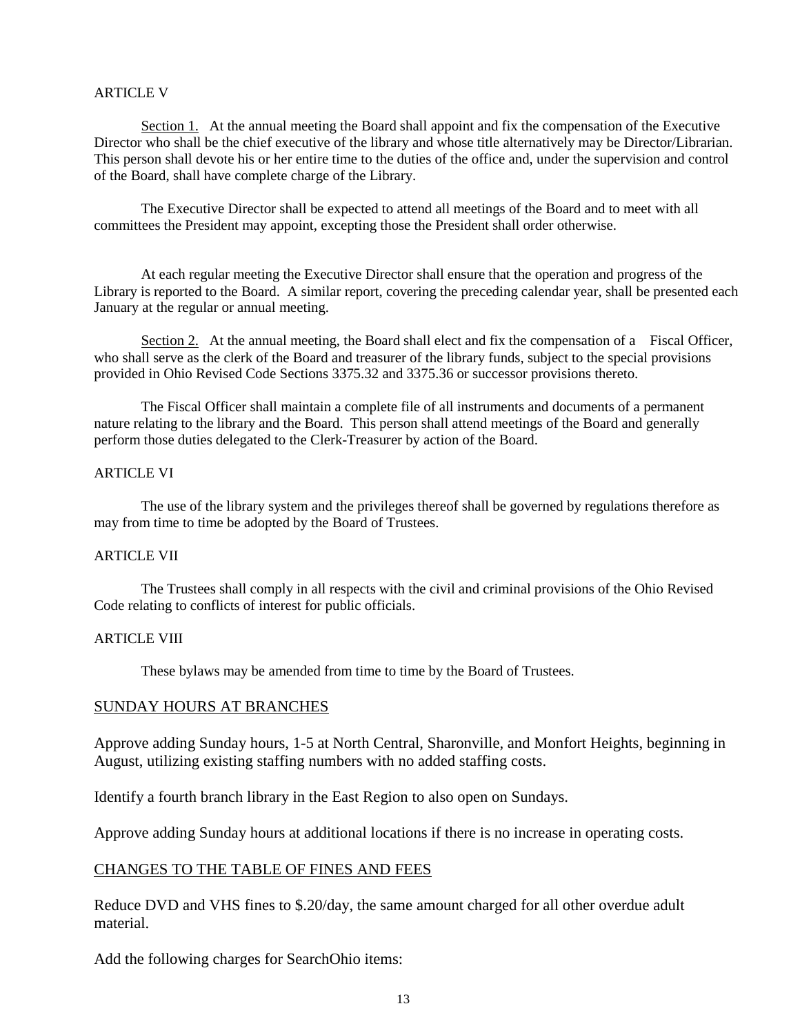ARTICLE V

Section 1. At the annual meeting the Board shall appoint and fix the compensation of the Executive Director who shall be the chief executive of the library and whose title alternatively may be Director/Librarian. This person shall devote his or her entire time to the duties of the office and, under the supervision and control of the Board, shall have complete charge of the Library.

The Executive Director shall be expected to attend all meetings of the Board and to meet with all committees the President may appoint, excepting those the President shall order otherwise.

At each regular meeting the Executive Director shall ensure that the operation and progress of the Library is reported to the Board. A similar report, covering the preceding calendar year, shall be presented each January at the regular or annual meeting.

Section 2. At the annual meeting, the Board shall elect and fix the compensation of a Fiscal Officer, who shall serve as the clerk of the Board and treasurer of the library funds, subject to the special provisions provided in Ohio Revised Code Sections 3375.32 and 3375.36 or successor provisions thereto.

The Fiscal Officer shall maintain a complete file of all instruments and documents of a permanent nature relating to the library and the Board. This person shall attend meetings of the Board and generally perform those duties delegated to the Clerk-Treasurer by action of the Board.

ARTICLE VI

The use of the library system and the privileges thereof shall be governed by regulations therefore as may from time to time be adopted by the Board of Trustees.

ARTICLE VII

The Trustees shall comply in all respects with the civil and criminal provisions of the Ohio Revised Code relating to conflicts of interest for public officials.

ARTICLE VIII

These bylaws may be amended from time to time by the Board of Trustees.

## SUNDAY HOURS AT BRANCHES

Approve adding Sunday hours, 1-5 at North Central, Sharonville, and Monfort Heights, beginning in August, utilizing existing staffing numbers with no added staffing costs.

Identify a fourth branch library in the East Region to also open on Sundays.

Approve adding Sunday hours at additional locations if there is no increase in operating costs.

## CHANGES TO THE TABLE OF FINES AND FEES

Reduce DVD and VHS fines to $.20/day, the same amount charged for all other overdue adult material.

Add the following charges for SearchOhio items: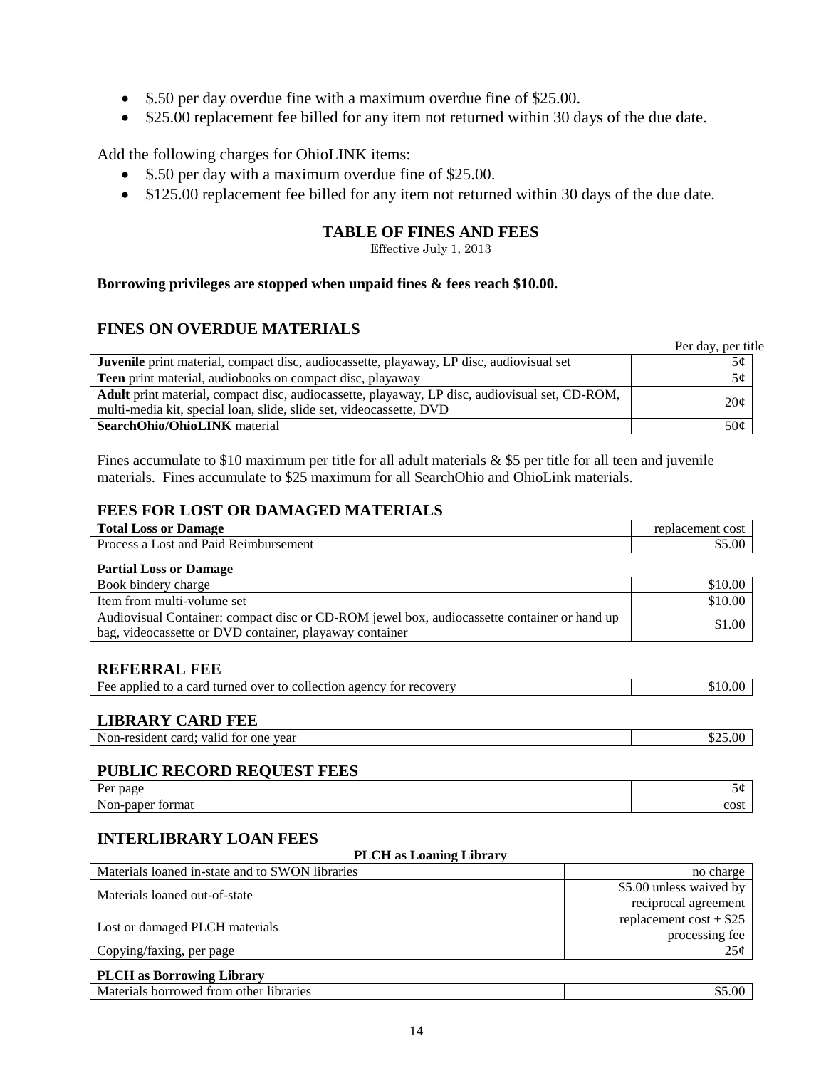- $.50 per day overdue fine with a maximum overdue fine of $25.00.
- $25.00 replacement fee billed for any item not returned within 30 days of the due date.

Add the following charges for OhioLINK items:

- $.50 per day with a maximum overdue fine of $25.00.
- $125.00 replacement fee billed for any item not returned within 30 days of the due date.

## TABLE OF FINES AND FEES

Effective July 1, 2013

**Borrowing privileges are stopped when unpaid fines & fees reach $10.00.**

### FINES ON OVERDUE MATERIALS

| | Per day, per title |
|---|---|
| **Juvenile** print material, compact disc, audiocassette, playaway, LP disc, audiovisual set | 5¢ |
| **Teen** print material, audiobooks on compact disc, playaway | 5¢ |
| **Adult** print material, compact disc, audiocassette, playaway, LP disc, audiovisual set, CD-ROM, multi-media kit, special loan, slide, slide set, videocassette, DVD | 20¢ |
| **SearchOhio/OhioLINK** material | 50¢ |

Fines accumulate to $10 maximum per title for all adult materials & $5 per title for all teen and juvenile materials. Fines accumulate to $25 maximum for all SearchOhio and OhioLink materials.

### FEES FOR LOST OR DAMAGED MATERIALS

| **Total Loss or Damage** | replacement cost |
|---|---|
| Process a Lost and Paid Reimbursement | $5.00 |

| **Partial Loss or Damage** | |
|---|---|
| Book bindery charge | $10.00 |
| Item from multi-volume set | $10.00 |
| Audiovisual Container: compact disc or CD-ROM jewel box, audiocassette container or hand up bag, videocassette or DVD container, playaway container | $1.00 |

### REFERRAL FEE

| | |
|---|---|
| Fee applied to a card turned over to collection agency for recovery | $10.00 |

### LIBRARY CARD FEE

| | |
|---|---|
| Non-resident card; valid for one year | $25.00 |

### PUBLIC RECORD REQUEST FEES

| | |
|---|---|
| Per page | 5¢ |
| Non-paper format | cost |

### INTERLIBRARY LOAN FEES

| **PLCH as Loaning Library** | |
|---|---|
| Materials loaned in-state and to SWON libraries | no charge |
| Materials loaned out-of-state | $5.00 unless waived by reciprocal agreement |
| Lost or damaged PLCH materials | replacement cost + $25 processing fee |
| Copying/faxing, per page | 25¢ |

| **PLCH as Borrowing Library** | |
|---|---|
| Materials borrowed from other libraries | $5.00 |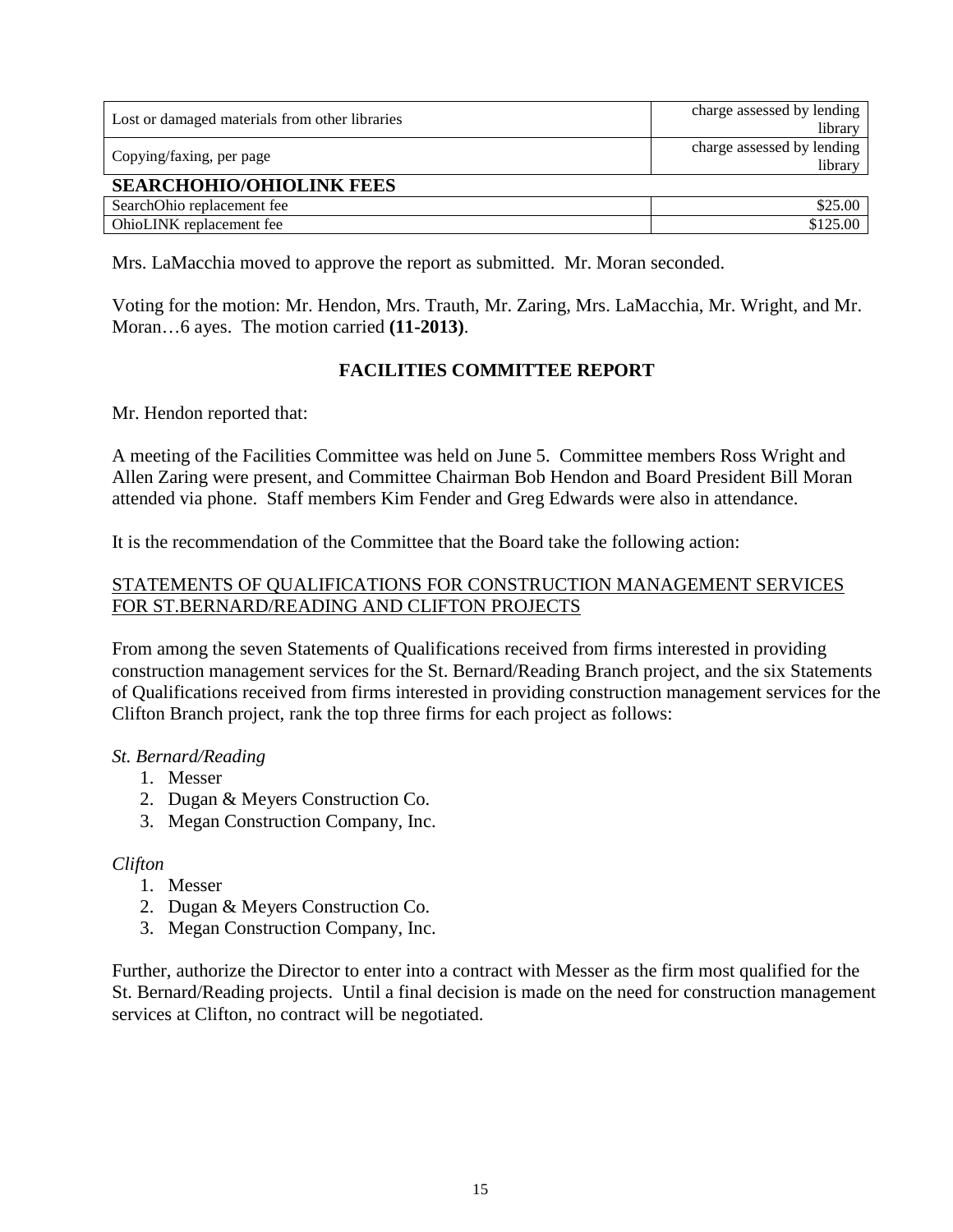| | |
|---|---|
| Lost or damaged materials from other libraries | charge assessed by lending library |
| Copying/faxing, per page | charge assessed by lending library |

**SEARCHOHIO/OHIOLINK FEES**

| | |
|---|---|
| SearchOhio replacement fee | $25.00 |
| OhioLINK replacement fee | $125.00 |

Mrs. LaMacchia moved to approve the report as submitted. Mr. Moran seconded.

Voting for the motion: Mr. Hendon, Mrs. Trauth, Mr. Zaring, Mrs. LaMacchia, Mr. Wright, and Mr. Moran…6 ayes. The motion carried **(11-2013)**.

## FACILITIES COMMITTEE REPORT

Mr. Hendon reported that:

A meeting of the Facilities Committee was held on June 5. Committee members Ross Wright and Allen Zaring were present, and Committee Chairman Bob Hendon and Board President Bill Moran attended via phone. Staff members Kim Fender and Greg Edwards were also in attendance.

It is the recommendation of the Committee that the Board take the following action:

STATEMENTS OF QUALIFICATIONS FOR CONSTRUCTION MANAGEMENT SERVICES FOR ST.BERNARD/READING AND CLIFTON PROJECTS

From among the seven Statements of Qualifications received from firms interested in providing construction management services for the St. Bernard/Reading Branch project, and the six Statements of Qualifications received from firms interested in providing construction management services for the Clifton Branch project, rank the top three firms for each project as follows:

*St. Bernard/Reading*

1. Messer
2. Dugan & Meyers Construction Co.
3. Megan Construction Company, Inc.

*Clifton*

1. Messer
2. Dugan & Meyers Construction Co.
3. Megan Construction Company, Inc.

Further, authorize the Director to enter into a contract with Messer as the firm most qualified for the St. Bernard/Reading projects. Until a final decision is made on the need for construction management services at Clifton, no contract will be negotiated.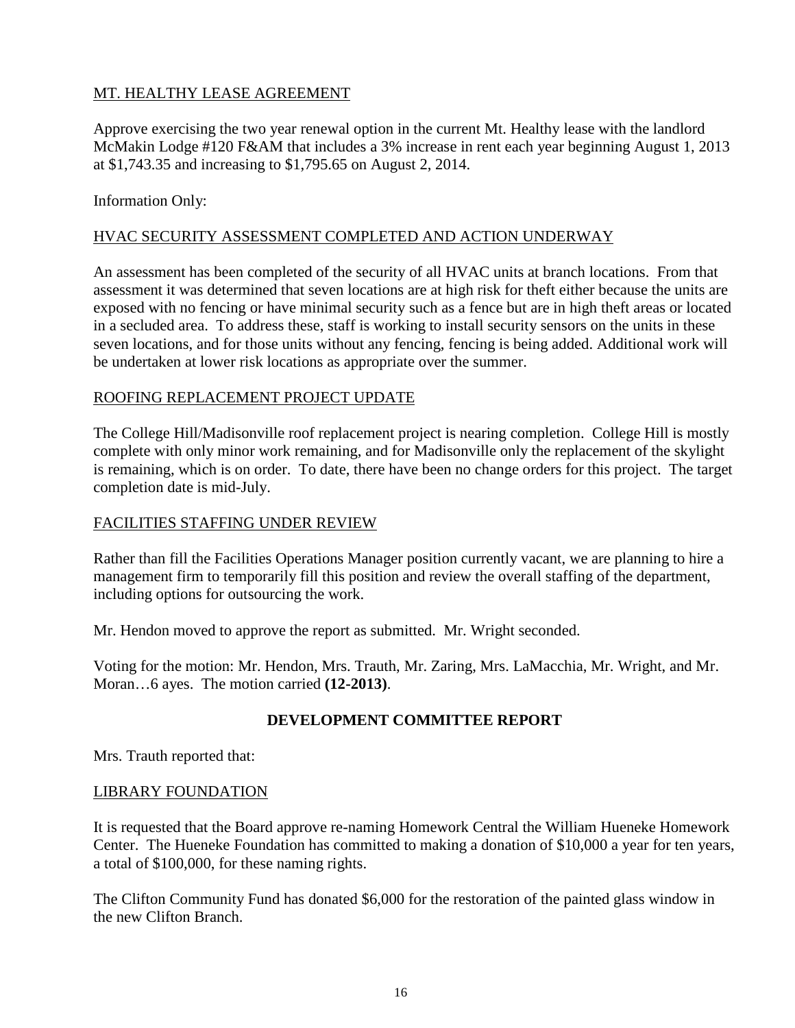MT. HEALTHY LEASE AGREEMENT

Approve exercising the two year renewal option in the current Mt. Healthy lease with the landlord McMakin Lodge #120 F&AM that includes a 3% increase in rent each year beginning August 1, 2013 at $1,743.35 and increasing to $1,795.65 on August 2, 2014.

Information Only:

HVAC SECURITY ASSESSMENT COMPLETED AND ACTION UNDERWAY

An assessment has been completed of the security of all HVAC units at branch locations. From that assessment it was determined that seven locations are at high risk for theft either because the units are exposed with no fencing or have minimal security such as a fence but are in high theft areas or located in a secluded area. To address these, staff is working to install security sensors on the units in these seven locations, and for those units without any fencing, fencing is being added. Additional work will be undertaken at lower risk locations as appropriate over the summer.

ROOFING REPLACEMENT PROJECT UPDATE

The College Hill/Madisonville roof replacement project is nearing completion. College Hill is mostly complete with only minor work remaining, and for Madisonville only the replacement of the skylight is remaining, which is on order. To date, there have been no change orders for this project. The target completion date is mid-July.

FACILITIES STAFFING UNDER REVIEW

Rather than fill the Facilities Operations Manager position currently vacant, we are planning to hire a management firm to temporarily fill this position and review the overall staffing of the department, including options for outsourcing the work.

Mr. Hendon moved to approve the report as submitted. Mr. Wright seconded.

Voting for the motion: Mr. Hendon, Mrs. Trauth, Mr. Zaring, Mrs. LaMacchia, Mr. Wright, and Mr. Moran…6 ayes. The motion carried **(12-2013)**.

## DEVELOPMENT COMMITTEE REPORT

Mrs. Trauth reported that:

LIBRARY FOUNDATION

It is requested that the Board approve re-naming Homework Central the William Hueneke Homework Center. The Hueneke Foundation has committed to making a donation of $10,000 a year for ten years, a total of $100,000, for these naming rights.

The Clifton Community Fund has donated $6,000 for the restoration of the painted glass window in the new Clifton Branch.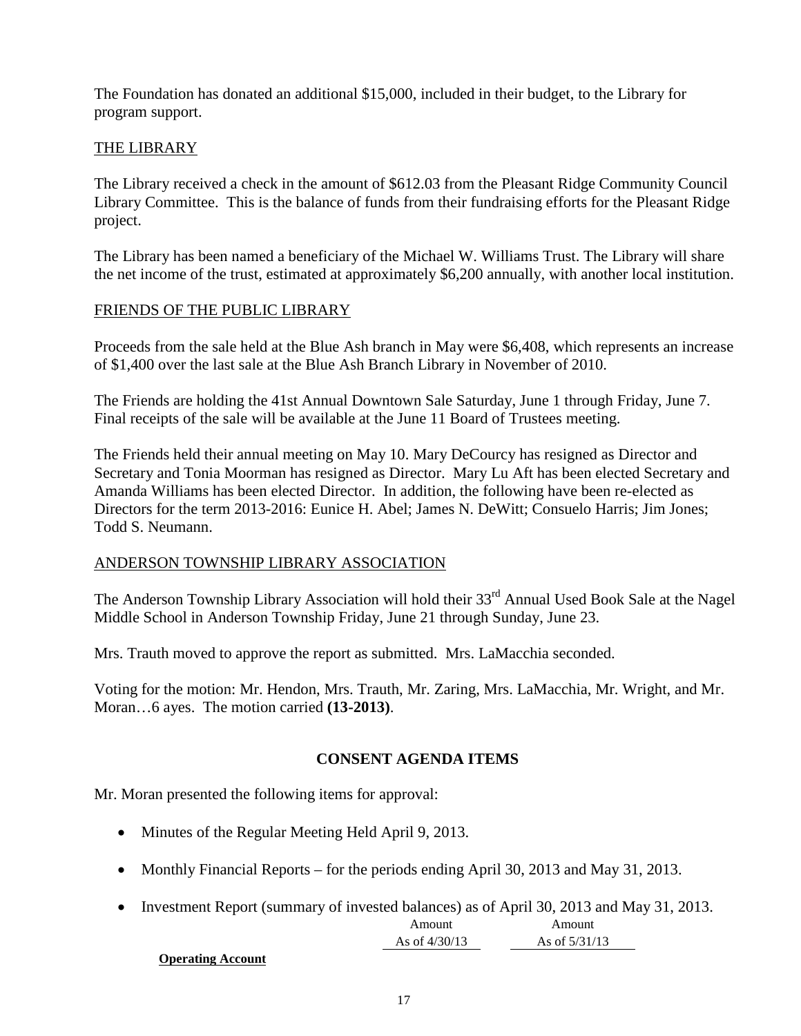The Foundation has donated an additional $15,000, included in their budget, to the Library for program support.

THE LIBRARY

The Library received a check in the amount of $612.03 from the Pleasant Ridge Community Council Library Committee. This is the balance of funds from their fundraising efforts for the Pleasant Ridge project.

The Library has been named a beneficiary of the Michael W. Williams Trust. The Library will share the net income of the trust, estimated at approximately $6,200 annually, with another local institution.

FRIENDS OF THE PUBLIC LIBRARY

Proceeds from the sale held at the Blue Ash branch in May were $6,408, which represents an increase of $1,400 over the last sale at the Blue Ash Branch Library in November of 2010.

The Friends are holding the 41st Annual Downtown Sale Saturday, June 1 through Friday, June 7. Final receipts of the sale will be available at the June 11 Board of Trustees meeting.

The Friends held their annual meeting on May 10. Mary DeCourcy has resigned as Director and Secretary and Tonia Moorman has resigned as Director. Mary Lu Aft has been elected Secretary and Amanda Williams has been elected Director. In addition, the following have been re-elected as Directors for the term 2013-2016: Eunice H. Abel; James N. DeWitt; Consuelo Harris; Jim Jones; Todd S. Neumann.

ANDERSON TOWNSHIP LIBRARY ASSOCIATION

The Anderson Township Library Association will hold their 33rd Annual Used Book Sale at the Nagel Middle School in Anderson Township Friday, June 21 through Sunday, June 23.

Mrs. Trauth moved to approve the report as submitted. Mrs. LaMacchia seconded.

Voting for the motion: Mr. Hendon, Mrs. Trauth, Mr. Zaring, Mrs. LaMacchia, Mr. Wright, and Mr. Moran…6 ayes. The motion carried **(13-2013)**.

## CONSENT AGENDA ITEMS

Mr. Moran presented the following items for approval:

- Minutes of the Regular Meeting Held April 9, 2013.
- Monthly Financial Reports – for the periods ending April 30, 2013 and May 31, 2013.
- Investment Report (summary of invested balances) as of April 30, 2013 and May 31, 2013.

| | Amount As of 4/30/13 | Amount As of 5/31/13 |
|---|---|---|
| **Operating Account** | | |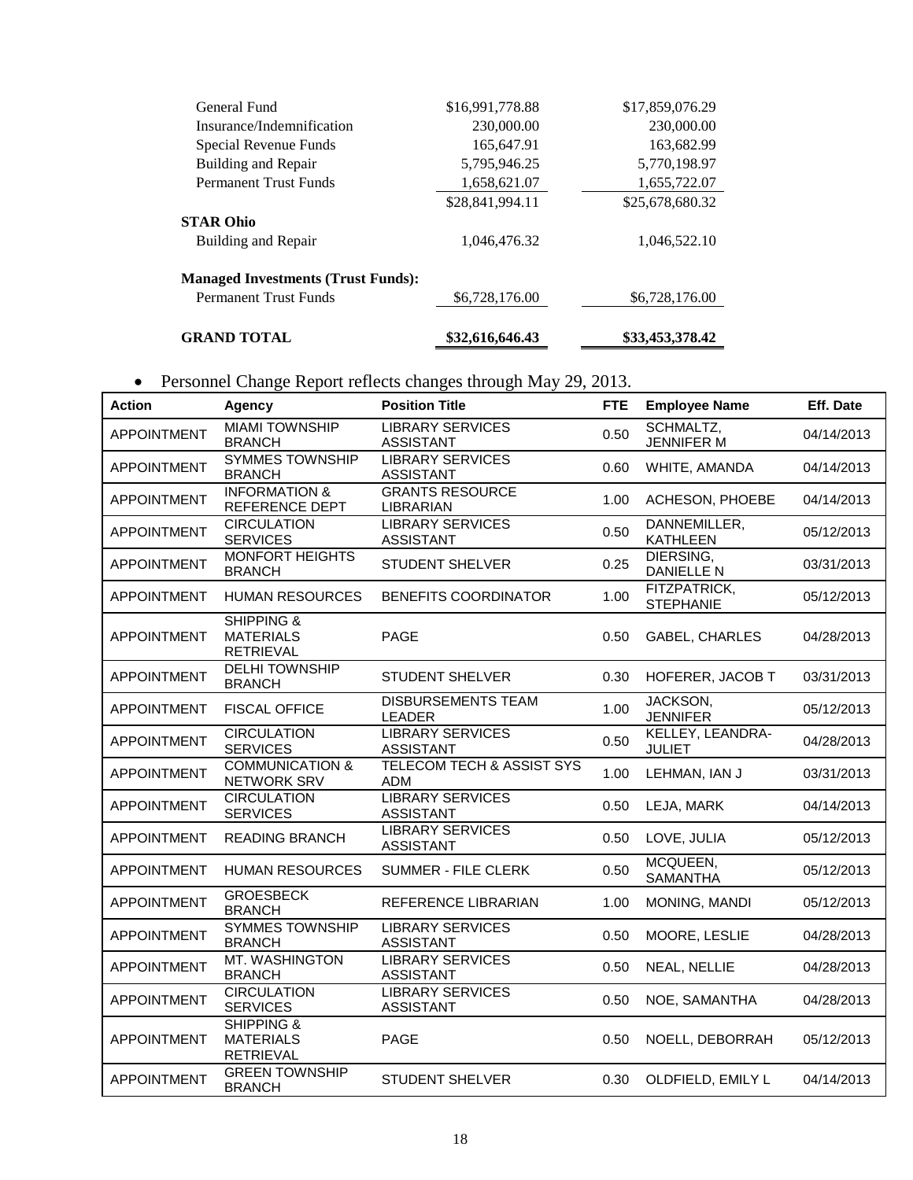| | | |
|---|---|---|
| General Fund | $16,991,778.88 | $17,859,076.29 |
| Insurance/Indemnification | 230,000.00 | 230,000.00 |
| Special Revenue Funds | 165,647.91 | 163,682.99 |
| Building and Repair | 5,795,946.25 | 5,770,198.97 |
| Permanent Trust Funds | 1,658,621.07 | 1,655,722.07 |
| | $28,841,994.11 | $25,678,680.32 |
| **STAR Ohio** | | |
| Building and Repair | 1,046,476.32 | 1,046,522.10 |
| **Managed Investments (Trust Funds):** | | |
| Permanent Trust Funds | $6,728,176.00 | $6,728,176.00 |
| **GRAND TOTAL** | **$32,616,646.43** | **$33,453,378.42** |

- Personnel Change Report reflects changes through May 29, 2013.

| Action | Agency | Position Title | FTE | Employee Name | Eff. Date |
|---|---|---|---|---|---|
| APPOINTMENT | MIAMI TOWNSHIP BRANCH | LIBRARY SERVICES ASSISTANT | 0.50 | SCHMALTZ, JENNIFER M | 04/14/2013 |
| APPOINTMENT | SYMMES TOWNSHIP BRANCH | LIBRARY SERVICES ASSISTANT | 0.60 | WHITE, AMANDA | 04/14/2013 |
| APPOINTMENT | INFORMATION & REFERENCE DEPT | GRANTS RESOURCE LIBRARIAN | 1.00 | ACHESON, PHOEBE | 04/14/2013 |
| APPOINTMENT | CIRCULATION SERVICES | LIBRARY SERVICES ASSISTANT | 0.50 | DANNEMILLER, KATHLEEN | 05/12/2013 |
| APPOINTMENT | MONFORT HEIGHTS BRANCH | STUDENT SHELVER | 0.25 | DIERSING, DANIELLE N | 03/31/2013 |
| APPOINTMENT | HUMAN RESOURCES | BENEFITS COORDINATOR | 1.00 | FITZPATRICK, STEPHANIE | 05/12/2013 |
| APPOINTMENT | SHIPPING & MATERIALS RETRIEVAL | PAGE | 0.50 | GABEL, CHARLES | 04/28/2013 |
| APPOINTMENT | DELHI TOWNSHIP BRANCH | STUDENT SHELVER | 0.30 | HOFERER, JACOB T | 03/31/2013 |
| APPOINTMENT | FISCAL OFFICE | DISBURSEMENTS TEAM LEADER | 1.00 | JACKSON, JENNIFER | 05/12/2013 |
| APPOINTMENT | CIRCULATION SERVICES | LIBRARY SERVICES ASSISTANT | 0.50 | KELLEY, LEANDRA-JULIET | 04/28/2013 |
| APPOINTMENT | COMMUNICATION & NETWORK SRV | TELECOM TECH & ASSIST SYS ADM | 1.00 | LEHMAN, IAN J | 03/31/2013 |
| APPOINTMENT | CIRCULATION SERVICES | LIBRARY SERVICES ASSISTANT | 0.50 | LEJA, MARK | 04/14/2013 |
| APPOINTMENT | READING BRANCH | LIBRARY SERVICES ASSISTANT | 0.50 | LOVE, JULIA | 05/12/2013 |
| APPOINTMENT | HUMAN RESOURCES | SUMMER - FILE CLERK | 0.50 | MCQUEEN, SAMANTHA | 05/12/2013 |
| APPOINTMENT | GROESBECK BRANCH | REFERENCE LIBRARIAN | 1.00 | MONING, MANDI | 05/12/2013 |
| APPOINTMENT | SYMMES TOWNSHIP BRANCH | LIBRARY SERVICES ASSISTANT | 0.50 | MOORE, LESLIE | 04/28/2013 |
| APPOINTMENT | MT. WASHINGTON BRANCH | LIBRARY SERVICES ASSISTANT | 0.50 | NEAL, NELLIE | 04/28/2013 |
| APPOINTMENT | CIRCULATION SERVICES | LIBRARY SERVICES ASSISTANT | 0.50 | NOE, SAMANTHA | 04/28/2013 |
| APPOINTMENT | SHIPPING & MATERIALS RETRIEVAL | PAGE | 0.50 | NOELL, DEBORRAH | 05/12/2013 |
| APPOINTMENT | GREEN TOWNSHIP BRANCH | STUDENT SHELVER | 0.30 | OLDFIELD, EMILY L | 04/14/2013 |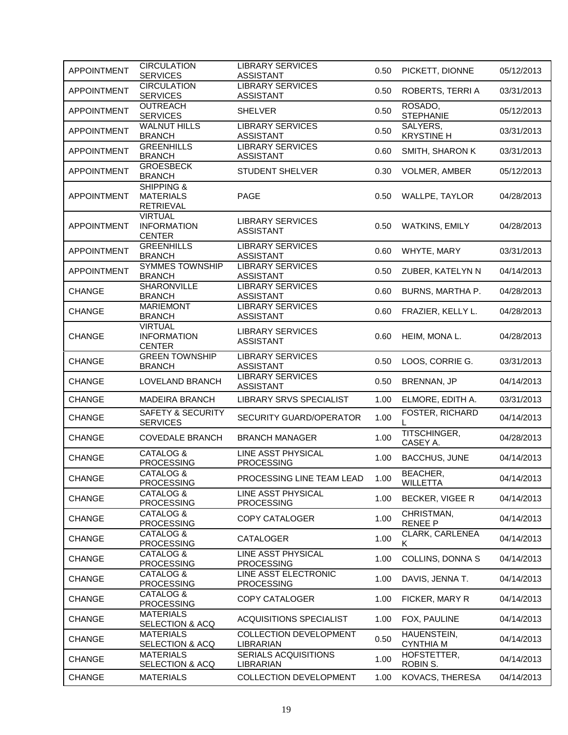| | | | | | |
|---|---|---|---|---|---|
| APPOINTMENT | CIRCULATION SERVICES | LIBRARY SERVICES ASSISTANT | 0.50 | PICKETT, DIONNE | 05/12/2013 |
| APPOINTMENT | CIRCULATION SERVICES | LIBRARY SERVICES ASSISTANT | 0.50 | ROBERTS, TERRI A | 03/31/2013 |
| APPOINTMENT | OUTREACH SERVICES | SHELVER | 0.50 | ROSADO, STEPHANIE | 05/12/2013 |
| APPOINTMENT | WALNUT HILLS BRANCH | LIBRARY SERVICES ASSISTANT | 0.50 | SALYERS, KRYSTINE H | 03/31/2013 |
| APPOINTMENT | GREENHILLS BRANCH | LIBRARY SERVICES ASSISTANT | 0.60 | SMITH, SHARON K | 03/31/2013 |
| APPOINTMENT | GROESBECK BRANCH | STUDENT SHELVER | 0.30 | VOLMER, AMBER | 05/12/2013 |
| APPOINTMENT | SHIPPING & MATERIALS RETRIEVAL | PAGE | 0.50 | WALLPE, TAYLOR | 04/28/2013 |
| APPOINTMENT | VIRTUAL INFORMATION CENTER | LIBRARY SERVICES ASSISTANT | 0.50 | WATKINS, EMILY | 04/28/2013 |
| APPOINTMENT | GREENHILLS BRANCH | LIBRARY SERVICES ASSISTANT | 0.60 | WHYTE, MARY | 03/31/2013 |
| APPOINTMENT | SYMMES TOWNSHIP BRANCH | LIBRARY SERVICES ASSISTANT | 0.50 | ZUBER, KATELYN N | 04/14/2013 |
| CHANGE | SHARONVILLE BRANCH | LIBRARY SERVICES ASSISTANT | 0.60 | BURNS, MARTHA P. | 04/28/2013 |
| CHANGE | MARIEMONT BRANCH | LIBRARY SERVICES ASSISTANT | 0.60 | FRAZIER, KELLY L. | 04/28/2013 |
| CHANGE | VIRTUAL INFORMATION CENTER | LIBRARY SERVICES ASSISTANT | 0.60 | HEIM, MONA L. | 04/28/2013 |
| CHANGE | GREEN TOWNSHIP BRANCH | LIBRARY SERVICES ASSISTANT | 0.50 | LOOS, CORRIE G. | 03/31/2013 |
| CHANGE | LOVELAND BRANCH | LIBRARY SERVICES ASSISTANT | 0.50 | BRENNAN, JP | 04/14/2013 |
| CHANGE | MADEIRA BRANCH | LIBRARY SRVS SPECIALIST | 1.00 | ELMORE, EDITH A. | 03/31/2013 |
| CHANGE | SAFETY & SECURITY SERVICES | SECURITY GUARD/OPERATOR | 1.00 | FOSTER, RICHARD L | 04/14/2013 |
| CHANGE | COVEDALE BRANCH | BRANCH MANAGER | 1.00 | TITSCHINGER, CASEY A. | 04/28/2013 |
| CHANGE | CATALOG & PROCESSING | LINE ASST PHYSICAL PROCESSING | 1.00 | BACCHUS, JUNE | 04/14/2013 |
| CHANGE | CATALOG & PROCESSING | PROCESSING LINE TEAM LEAD | 1.00 | BEACHER, WILLETTA | 04/14/2013 |
| CHANGE | CATALOG & PROCESSING | LINE ASST PHYSICAL PROCESSING | 1.00 | BECKER, VIGEE R | 04/14/2013 |
| CHANGE | CATALOG & PROCESSING | COPY CATALOGER | 1.00 | CHRISTMAN, RENEE P | 04/14/2013 |
| CHANGE | CATALOG & PROCESSING | CATALOGER | 1.00 | CLARK, CARLENEA K | 04/14/2013 |
| CHANGE | CATALOG & PROCESSING | LINE ASST PHYSICAL PROCESSING | 1.00 | COLLINS, DONNA S | 04/14/2013 |
| CHANGE | CATALOG & PROCESSING | LINE ASST ELECTRONIC PROCESSING | 1.00 | DAVIS, JENNA T. | 04/14/2013 |
| CHANGE | CATALOG & PROCESSING | COPY CATALOGER | 1.00 | FICKER, MARY R | 04/14/2013 |
| CHANGE | MATERIALS SELECTION & ACQ | ACQUISITIONS SPECIALIST | 1.00 | FOX, PAULINE | 04/14/2013 |
| CHANGE | MATERIALS SELECTION & ACQ | COLLECTION DEVELOPMENT LIBRARIAN | 0.50 | HAUENSTEIN, CYNTHIA M | 04/14/2013 |
| CHANGE | MATERIALS SELECTION & ACQ | SERIALS ACQUISITIONS LIBRARIAN | 1.00 | HOFSTETTER, ROBIN S. | 04/14/2013 |
| CHANGE | MATERIALS | COLLECTION DEVELOPMENT | 1.00 | KOVACS, THERESA | 04/14/2013 |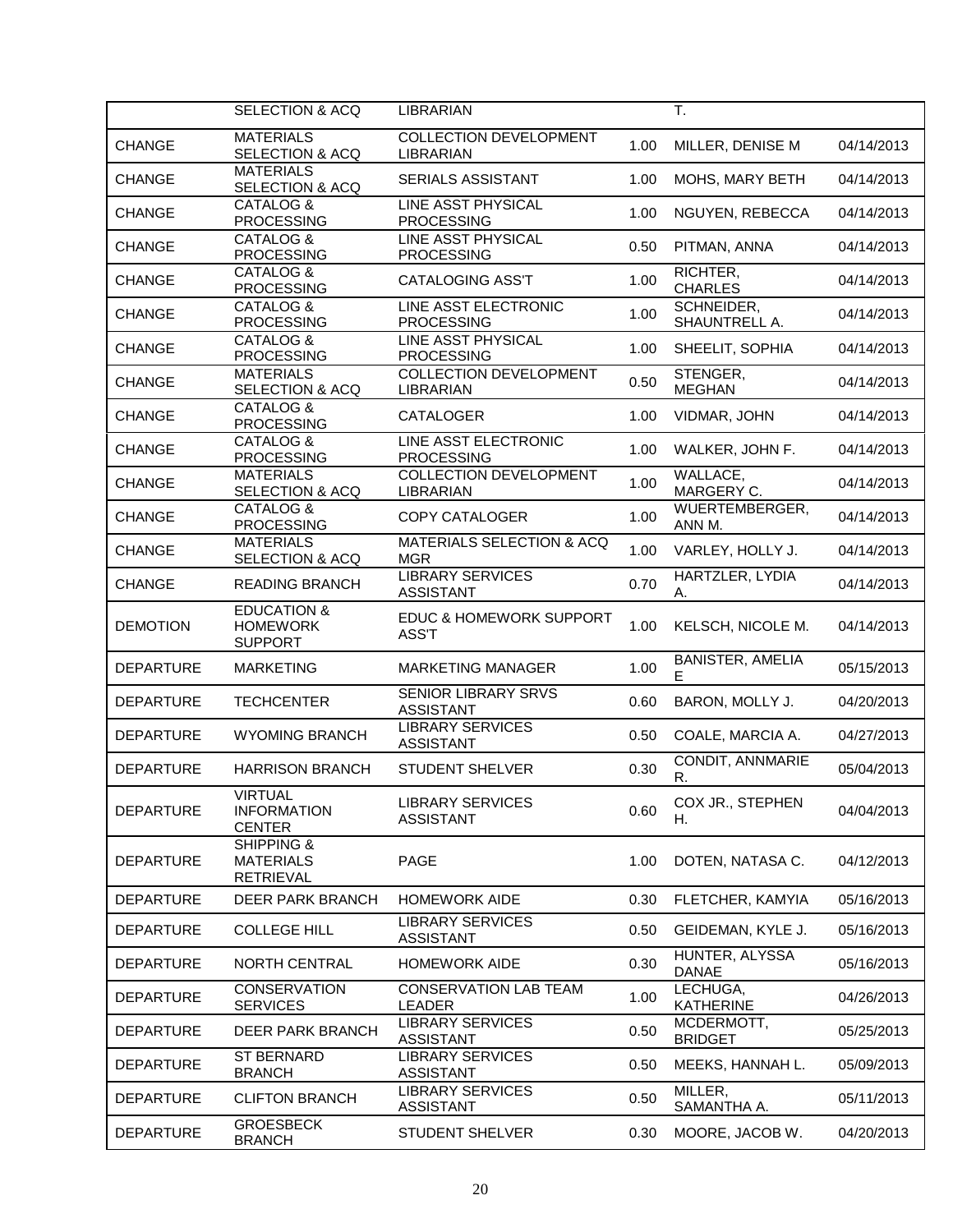| | SELECTION & ACQ | LIBRARIAN | | T. | |
|---|---|---|---|---|---|
| CHANGE | MATERIALS SELECTION & ACQ | COLLECTION DEVELOPMENT LIBRARIAN | 1.00 | MILLER, DENISE M | 04/14/2013 |
| CHANGE | MATERIALS SELECTION & ACQ | SERIALS ASSISTANT | 1.00 | MOHS, MARY BETH | 04/14/2013 |
| CHANGE | CATALOG & PROCESSING | LINE ASST PHYSICAL PROCESSING | 1.00 | NGUYEN, REBECCA | 04/14/2013 |
| CHANGE | CATALOG & PROCESSING | LINE ASST PHYSICAL PROCESSING | 0.50 | PITMAN, ANNA | 04/14/2013 |
| CHANGE | CATALOG & PROCESSING | CATALOGING ASS'T | 1.00 | RICHTER, CHARLES | 04/14/2013 |
| CHANGE | CATALOG & PROCESSING | LINE ASST ELECTRONIC PROCESSING | 1.00 | SCHNEIDER, SHAUNTRELL A. | 04/14/2013 |
| CHANGE | CATALOG & PROCESSING | LINE ASST PHYSICAL PROCESSING | 1.00 | SHEELIT, SOPHIA | 04/14/2013 |
| CHANGE | MATERIALS SELECTION & ACQ | COLLECTION DEVELOPMENT LIBRARIAN | 0.50 | STENGER, MEGHAN | 04/14/2013 |
| CHANGE | CATALOG & PROCESSING | CATALOGER | 1.00 | VIDMAR, JOHN | 04/14/2013 |
| CHANGE | CATALOG & PROCESSING | LINE ASST ELECTRONIC PROCESSING | 1.00 | WALKER, JOHN F. | 04/14/2013 |
| CHANGE | MATERIALS SELECTION & ACQ | COLLECTION DEVELOPMENT LIBRARIAN | 1.00 | WALLACE, MARGERY C. | 04/14/2013 |
| CHANGE | CATALOG & PROCESSING | COPY CATALOGER | 1.00 | WUERTEMBERGER, ANN M. | 04/14/2013 |
| CHANGE | MATERIALS SELECTION & ACQ | MATERIALS SELECTION & ACQ MGR | 1.00 | VARLEY, HOLLY J. | 04/14/2013 |
| CHANGE | READING BRANCH | LIBRARY SERVICES ASSISTANT | 0.70 | HARTZLER, LYDIA A. | 04/14/2013 |
| DEMOTION | EDUCATION & HOMEWORK SUPPORT | EDUC & HOMEWORK SUPPORT ASS'T | 1.00 | KELSCH, NICOLE M. | 04/14/2013 |
| DEPARTURE | MARKETING | MARKETING MANAGER | 1.00 | BANISTER, AMELIA E | 05/15/2013 |
| DEPARTURE | TECHCENTER | SENIOR LIBRARY SRVS ASSISTANT | 0.60 | BARON, MOLLY J. | 04/20/2013 |
| DEPARTURE | WYOMING BRANCH | LIBRARY SERVICES ASSISTANT | 0.50 | COALE, MARCIA A. | 04/27/2013 |
| DEPARTURE | HARRISON BRANCH | STUDENT SHELVER | 0.30 | CONDIT, ANNMARIE R. | 05/04/2013 |
| DEPARTURE | VIRTUAL INFORMATION CENTER | LIBRARY SERVICES ASSISTANT | 0.60 | COX JR., STEPHEN H. | 04/04/2013 |
| DEPARTURE | SHIPPING & MATERIALS RETRIEVAL | PAGE | 1.00 | DOTEN, NATASA C. | 04/12/2013 |
| DEPARTURE | DEER PARK BRANCH | HOMEWORK AIDE | 0.30 | FLETCHER, KAMYIA | 05/16/2013 |
| DEPARTURE | COLLEGE HILL | LIBRARY SERVICES ASSISTANT | 0.50 | GEIDEMAN, KYLE J. | 05/16/2013 |
| DEPARTURE | NORTH CENTRAL | HOMEWORK AIDE | 0.30 | HUNTER, ALYSSA DANAE | 05/16/2013 |
| DEPARTURE | CONSERVATION SERVICES | CONSERVATION LAB TEAM LEADER | 1.00 | LECHUGA, KATHERINE | 04/26/2013 |
| DEPARTURE | DEER PARK BRANCH | LIBRARY SERVICES ASSISTANT | 0.50 | MCDERMOTT, BRIDGET | 05/25/2013 |
| DEPARTURE | ST BERNARD BRANCH | LIBRARY SERVICES ASSISTANT | 0.50 | MEEKS, HANNAH L. | 05/09/2013 |
| DEPARTURE | CLIFTON BRANCH | LIBRARY SERVICES ASSISTANT | 0.50 | MILLER, SAMANTHA A. | 05/11/2013 |
| DEPARTURE | GROESBECK BRANCH | STUDENT SHELVER | 0.30 | MOORE, JACOB W. | 04/20/2013 |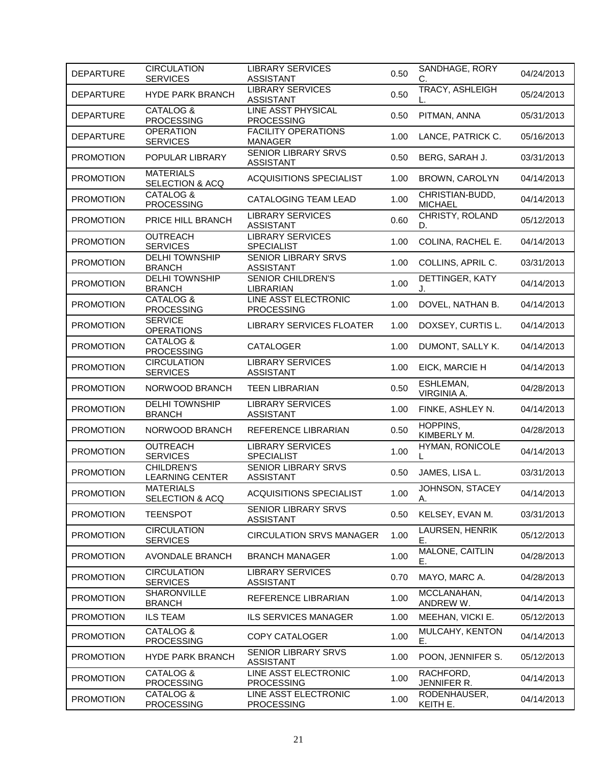| | | | | | |
|---|---|---|---|---|---|
| DEPARTURE | CIRCULATION SERVICES | LIBRARY SERVICES ASSISTANT | 0.50 | SANDHAGE, RORY C. | 04/24/2013 |
| DEPARTURE | HYDE PARK BRANCH | LIBRARY SERVICES ASSISTANT | 0.50 | TRACY, ASHLEIGH L. | 05/24/2013 |
| DEPARTURE | CATALOG & PROCESSING | LINE ASST PHYSICAL PROCESSING | 0.50 | PITMAN, ANNA | 05/31/2013 |
| DEPARTURE | OPERATION SERVICES | FACILITY OPERATIONS MANAGER | 1.00 | LANCE, PATRICK C. | 05/16/2013 |
| PROMOTION | POPULAR LIBRARY | SENIOR LIBRARY SRVS ASSISTANT | 0.50 | BERG, SARAH J. | 03/31/2013 |
| PROMOTION | MATERIALS SELECTION & ACQ | ACQUISITIONS SPECIALIST | 1.00 | BROWN, CAROLYN | 04/14/2013 |
| PROMOTION | CATALOG & PROCESSING | CATALOGING TEAM LEAD | 1.00 | CHRISTIAN-BUDD, MICHAEL | 04/14/2013 |
| PROMOTION | PRICE HILL BRANCH | LIBRARY SERVICES ASSISTANT | 0.60 | CHRISTY, ROLAND D. | 05/12/2013 |
| PROMOTION | OUTREACH SERVICES | LIBRARY SERVICES SPECIALIST | 1.00 | COLINA, RACHEL E. | 04/14/2013 |
| PROMOTION | DELHI TOWNSHIP BRANCH | SENIOR LIBRARY SRVS ASSISTANT | 1.00 | COLLINS, APRIL C. | 03/31/2013 |
| PROMOTION | DELHI TOWNSHIP BRANCH | SENIOR CHILDREN'S LIBRARIAN | 1.00 | DETTINGER, KATY J. | 04/14/2013 |
| PROMOTION | CATALOG & PROCESSING | LINE ASST ELECTRONIC PROCESSING | 1.00 | DOVEL, NATHAN B. | 04/14/2013 |
| PROMOTION | SERVICE OPERATIONS | LIBRARY SERVICES FLOATER | 1.00 | DOXSEY, CURTIS L. | 04/14/2013 |
| PROMOTION | CATALOG & PROCESSING | CATALOGER | 1.00 | DUMONT, SALLY K. | 04/14/2013 |
| PROMOTION | CIRCULATION SERVICES | LIBRARY SERVICES ASSISTANT | 1.00 | EICK, MARCIE H | 04/14/2013 |
| PROMOTION | NORWOOD BRANCH | TEEN LIBRARIAN | 0.50 | ESHLEMAN, VIRGINIA A. | 04/28/2013 |
| PROMOTION | DELHI TOWNSHIP BRANCH | LIBRARY SERVICES ASSISTANT | 1.00 | FINKE, ASHLEY N. | 04/14/2013 |
| PROMOTION | NORWOOD BRANCH | REFERENCE LIBRARIAN | 0.50 | HOPPINS, KIMBERLY M. | 04/28/2013 |
| PROMOTION | OUTREACH SERVICES | LIBRARY SERVICES SPECIALIST | 1.00 | HYMAN, RONICOLE L | 04/14/2013 |
| PROMOTION | CHILDREN'S LEARNING CENTER | SENIOR LIBRARY SRVS ASSISTANT | 0.50 | JAMES, LISA L. | 03/31/2013 |
| PROMOTION | MATERIALS SELECTION & ACQ | ACQUISITIONS SPECIALIST | 1.00 | JOHNSON, STACEY A. | 04/14/2013 |
| PROMOTION | TEENSPOT | SENIOR LIBRARY SRVS ASSISTANT | 0.50 | KELSEY, EVAN M. | 03/31/2013 |
| PROMOTION | CIRCULATION SERVICES | CIRCULATION SRVS MANAGER | 1.00 | LAURSEN, HENRIK E. | 05/12/2013 |
| PROMOTION | AVONDALE BRANCH | BRANCH MANAGER | 1.00 | MALONE, CAITLIN E. | 04/28/2013 |
| PROMOTION | CIRCULATION SERVICES | LIBRARY SERVICES ASSISTANT | 0.70 | MAYO, MARC A. | 04/28/2013 |
| PROMOTION | SHARONVILLE BRANCH | REFERENCE LIBRARIAN | 1.00 | MCCLANAHAN, ANDREW W. | 04/14/2013 |
| PROMOTION | ILS TEAM | ILS SERVICES MANAGER | 1.00 | MEEHAN, VICKI E. | 05/12/2013 |
| PROMOTION | CATALOG & PROCESSING | COPY CATALOGER | 1.00 | MULCAHY, KENTON E. | 04/14/2013 |
| PROMOTION | HYDE PARK BRANCH | SENIOR LIBRARY SRVS ASSISTANT | 1.00 | POON, JENNIFER S. | 05/12/2013 |
| PROMOTION | CATALOG & PROCESSING | LINE ASST ELECTRONIC PROCESSING | 1.00 | RACHFORD, JENNIFER R. | 04/14/2013 |
| PROMOTION | CATALOG & PROCESSING | LINE ASST ELECTRONIC PROCESSING | 1.00 | RODENHAUSER, KEITH E. | 04/14/2013 |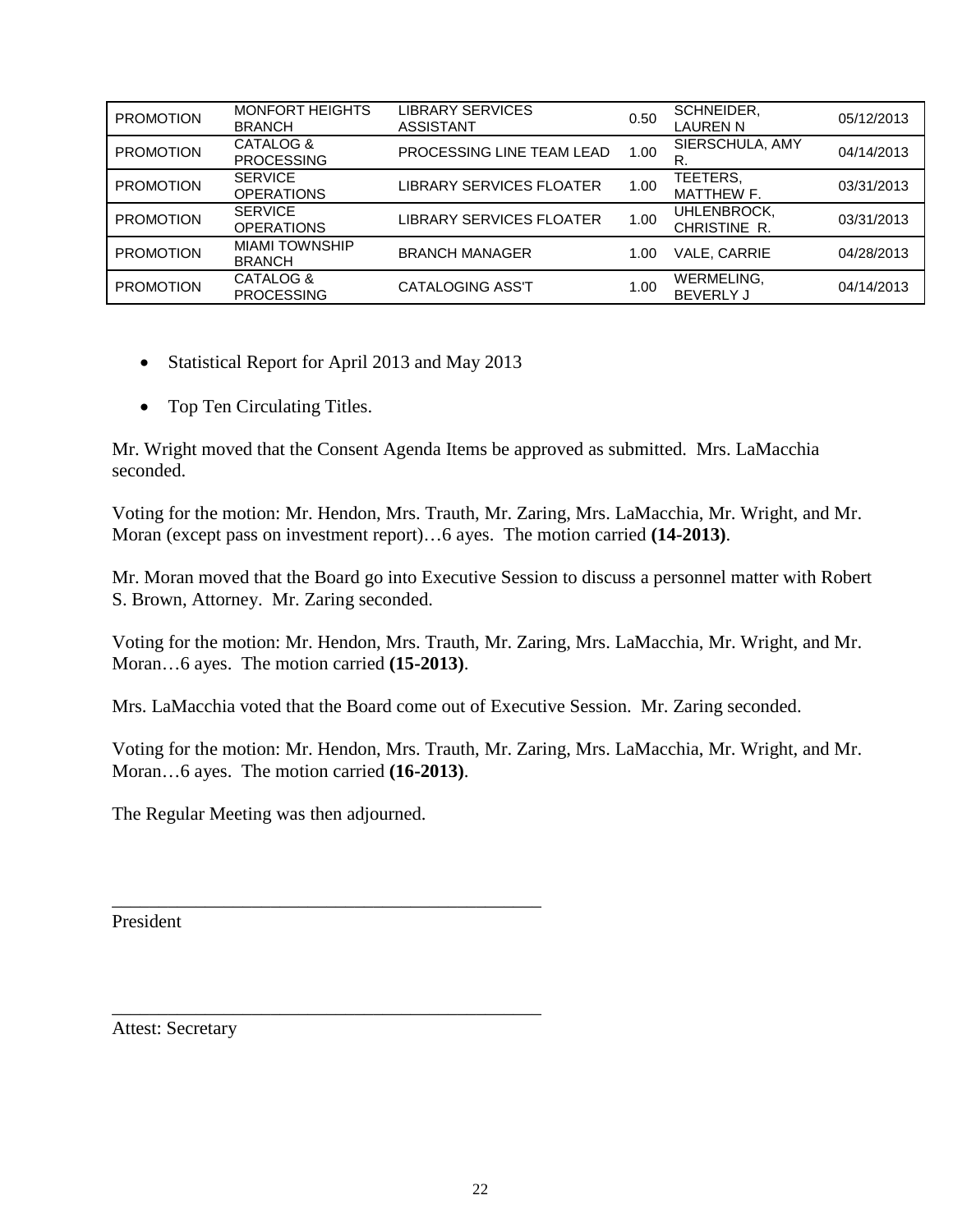| | | | | | |
|---|---|---|---|---|---|
| PROMOTION | MONFORT HEIGHTS BRANCH | LIBRARY SERVICES ASSISTANT | 0.50 | SCHNEIDER, LAUREN N | 05/12/2013 |
| PROMOTION | CATALOG & PROCESSING | PROCESSING LINE TEAM LEAD | 1.00 | SIERSCHULA, AMY R. | 04/14/2013 |
| PROMOTION | SERVICE OPERATIONS | LIBRARY SERVICES FLOATER | 1.00 | TEETERS, MATTHEW F. | 03/31/2013 |
| PROMOTION | SERVICE OPERATIONS | LIBRARY SERVICES FLOATER | 1.00 | UHLENBROCK, CHRISTINE R. | 03/31/2013 |
| PROMOTION | MIAMI TOWNSHIP BRANCH | BRANCH MANAGER | 1.00 | VALE, CARRIE | 04/28/2013 |
| PROMOTION | CATALOG & PROCESSING | CATALOGING ASS'T | 1.00 | WERMELING, BEVERLY J | 04/14/2013 |

- Statistical Report for April 2013 and May 2013
- Top Ten Circulating Titles.

Mr. Wright moved that the Consent Agenda Items be approved as submitted. Mrs. LaMacchia seconded.

Voting for the motion: Mr. Hendon, Mrs. Trauth, Mr. Zaring, Mrs. LaMacchia, Mr. Wright, and Mr. Moran (except pass on investment report)…6 ayes. The motion carried **(14-2013)**.

Mr. Moran moved that the Board go into Executive Session to discuss a personnel matter with Robert S. Brown, Attorney. Mr. Zaring seconded.

Voting for the motion: Mr. Hendon, Mrs. Trauth, Mr. Zaring, Mrs. LaMacchia, Mr. Wright, and Mr. Moran…6 ayes. The motion carried **(15-2013)**.

Mrs. LaMacchia voted that the Board come out of Executive Session. Mr. Zaring seconded.

Voting for the motion: Mr. Hendon, Mrs. Trauth, Mr. Zaring, Mrs. LaMacchia, Mr. Wright, and Mr. Moran…6 ayes. The motion carried **(16-2013)**.

The Regular Meeting was then adjourned.

\_\_\_\_\_\_\_\_\_\_\_\_\_\_\_\_\_\_\_\_\_\_\_\_\_\_\_\_\_\_\_\_\_\_\_\_\_\_\_\_\_\_\_\_\_

President

\_\_\_\_\_\_\_\_\_\_\_\_\_\_\_\_\_\_\_\_\_\_\_\_\_\_\_\_\_\_\_\_\_\_\_\_\_\_\_\_\_\_\_\_\_

Attest: Secretary